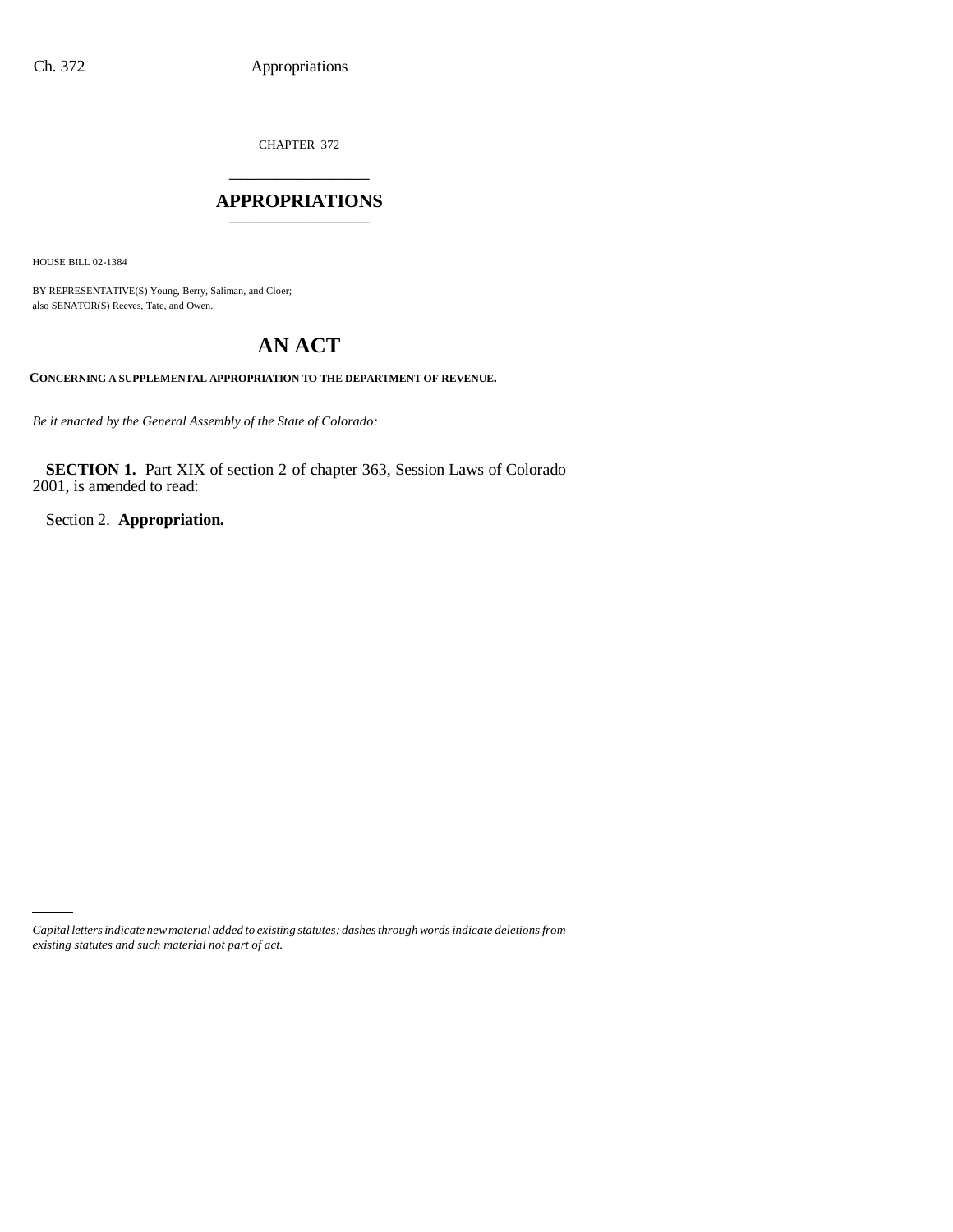CHAPTER 372

# APPROPRIATIONS

HOUSE BILL 02-1384

BY REPRESENTATIVE(S) Young, Berry, Saliman, and Cloer;
also SENATOR(S) Reeves, Tate, and Owen.

## AN ACT

**CONCERNING A SUPPLEMENTAL APPROPRIATION TO THE DEPARTMENT OF REVENUE.**

*Be it enacted by the General Assembly of the State of Colorado:*

**SECTION 1.** Part XIX of section 2 of chapter 363, Session Laws of Colorado 2001, is amended to read:

Section 2. **Appropriation.**

*Capital letters indicate new material added to existing statutes; dashes through words indicate deletions from existing statutes and such material not part of act.*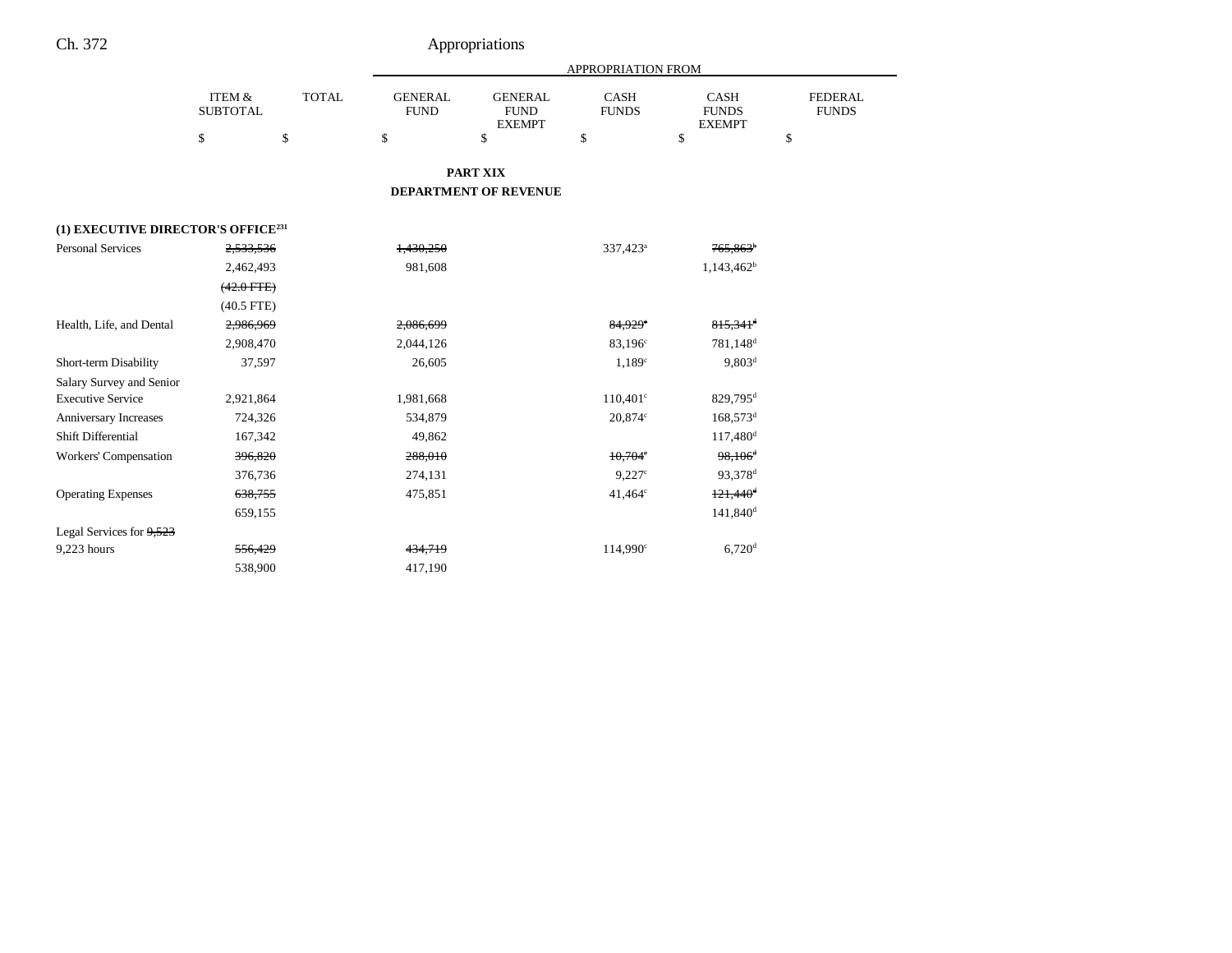## PART XIX
## DEPARTMENT OF REVENUE

| | ITEM & SUBTOTAL | TOTAL | GENERAL FUND | GENERAL FUND EXEMPT | CASH FUNDS | CASH FUNDS EXEMPT | FEDERAL FUNDS |
|---|---|---|---|---|---|---|---|
| | $ | $ | $ | $ | $ | $ | $ |
| **(1) EXECUTIVE DIRECTOR'S OFFICE**[231] | | | | | | | |
| Personal Services | ~~2,533,536~~ | | ~~1,430,250~~ | | 337,423[a] | ~~765,863~~[b] | |
| | 2,462,493 | | 981,608 | | | 1,143,462[b] | |
| | ~~(42.0 FTE)~~ | | | | | | |
| | (40.5 FTE) | | | | | | |
| Health, Life, and Dental | ~~2,986,969~~ | | ~~2,086,699~~ | | ~~84,929~~[c] | ~~815,341~~[d] | |
| | 2,908,470 | | 2,044,126 | | 83,196[c] | 781,148[d] | |
| Short-term Disability | 37,597 | | 26,605 | | 1,189[c] | 9,803[d] | |
| Salary Survey and Senior Executive Service | 2,921,864 | | 1,981,668 | | 110,401[c] | 829,795[d] | |
| Anniversary Increases | 724,326 | | 534,879 | | 20,874[c] | 168,573[d] | |
| Shift Differential | 167,342 | | 49,862 | | | 117,480[d] | |
| Workers' Compensation | ~~396,820~~ | | ~~288,010~~ | | ~~10,704~~[c] | ~~98,106~~[d] | |
| | 376,736 | | 274,131 | | 9,227[c] | 93,378[d] | |
| Operating Expenses | ~~638,755~~ | | 475,851 | | 41,464[c] | ~~121,440~~[d] | |
| | 659,155 | | | | | 141,840[d] | |
| Legal Services for ~~9,523~~ 9,223 hours | ~~556,429~~ | | ~~434,719~~ | | 114,990[c] | 6,720[d] | |
| | 538,900 | | 417,190 | | | | |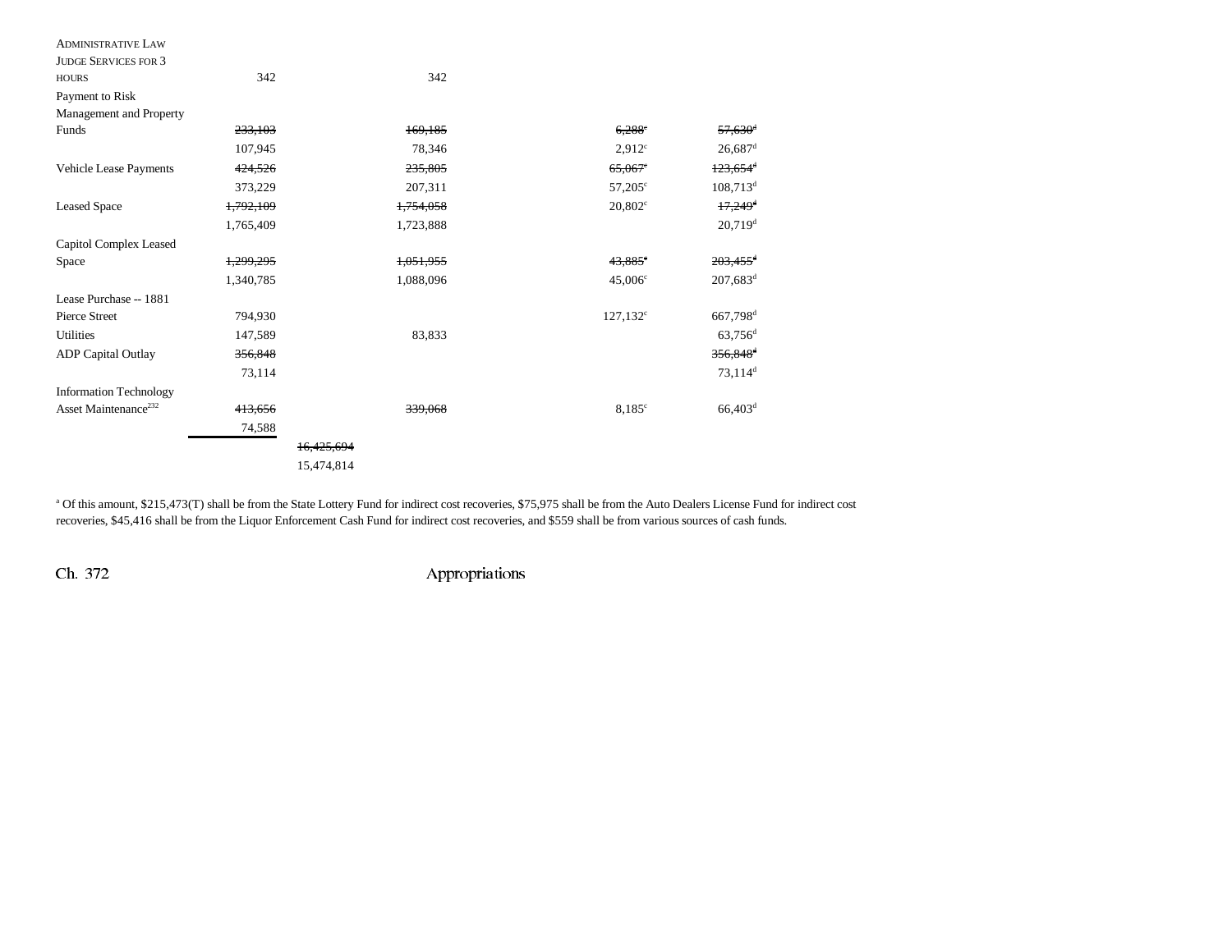| | | | | | | |
|---|---|---|---|---|---|---|
| ADMINISTRATIVE LAW JUDGE SERVICES FOR 3 HOURS | 342 | | 342 | | | |
| Payment to Risk Management and Property Funds | ~~233,103~~ | | ~~169,185~~ | | ~~6,288~~[c] | ~~57,630~~[d] |
| | 107,945 | | 78,346 | | 2,912[c] | 26,687[d] |
| Vehicle Lease Payments | ~~424,526~~ | | ~~235,805~~ | | ~~65,067~~[c] | ~~123,654~~[d] |
| | 373,229 | | 207,311 | | 57,205[c] | 108,713[d] |
| Leased Space | ~~1,792,109~~ | | ~~1,754,058~~ | | 20,802[c] | ~~17,249~~[d] |
| | 1,765,409 | | 1,723,888 | | | 20,719[d] |
| Capitol Complex Leased Space | ~~1,299,295~~ | | ~~1,051,955~~ | | ~~43,885~~[c] | ~~203,455~~[d] |
| | 1,340,785 | | 1,088,096 | | 45,006[c] | 207,683[d] |
| Lease Purchase -- 1881 Pierce Street | 794,930 | | | | 127,132[c] | 667,798[d] |
| Utilities | 147,589 | | 83,833 | | | 63,756[d] |
| ADP Capital Outlay | ~~356,848~~ | | | | | ~~356,848~~[d] |
| | 73,114 | | | | | 73,114[d] |
| Information Technology Asset Maintenance[232] | ~~413,656~~ | | ~~339,068~~ | | 8,185[c] | 66,403[d] |
| | 74,588 | | | | | |
| | | ~~16,425,694~~ | | | | |
| | | 15,474,814 | | | | |

[a] Of this amount, $215,473(T) shall be from the State Lottery Fund for indirect cost recoveries, $75,975 shall be from the Auto Dealers License Fund for indirect cost recoveries, $45,416 shall be from the Liquor Enforcement Cash Fund for indirect cost recoveries, and $559 shall be from various sources of cash funds.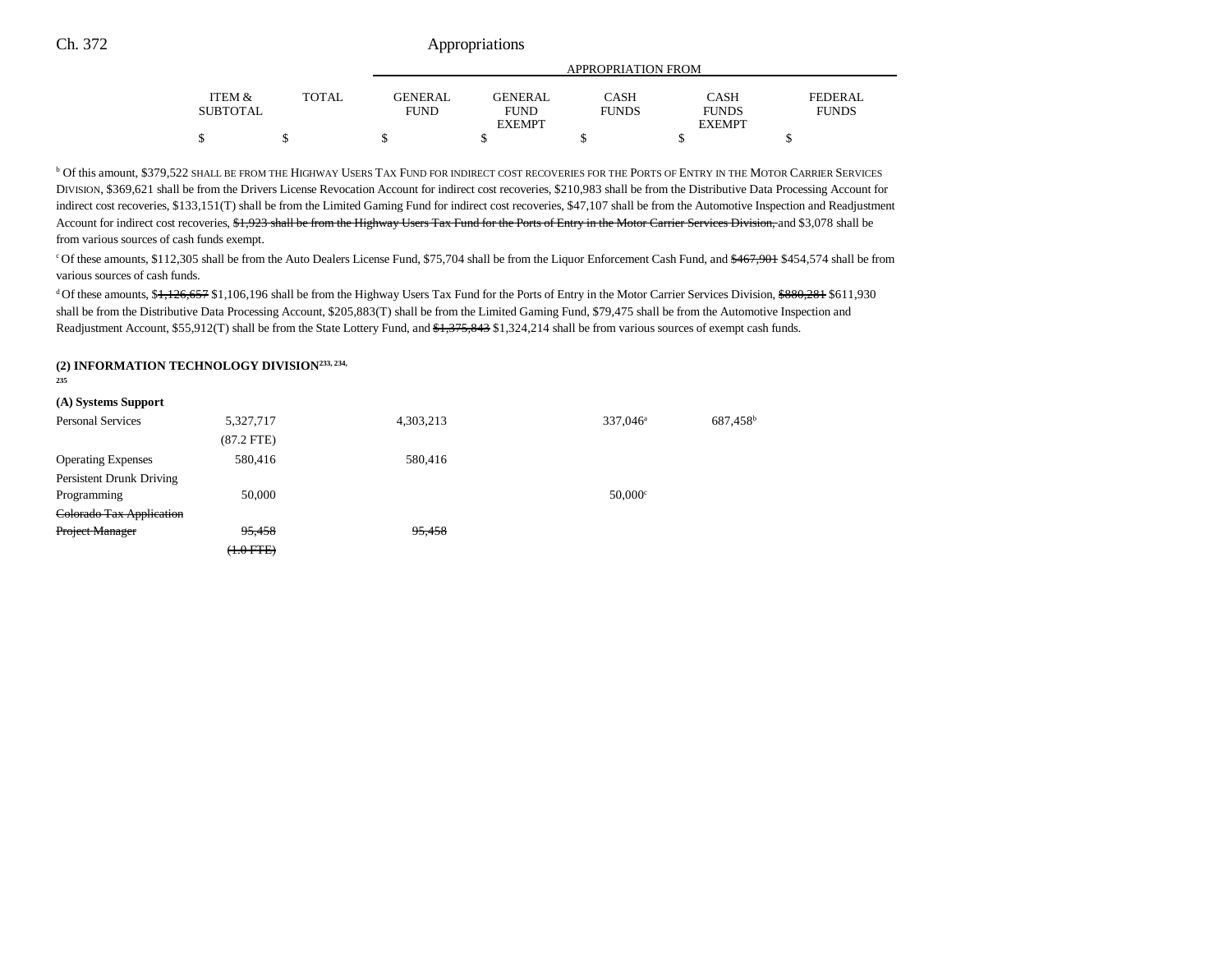| | ITEM & SUBTOTAL | TOTAL | GENERAL FUND | GENERAL FUND EXEMPT | CASH FUNDS | CASH FUNDS EXEMPT | FEDERAL FUNDS |
|---|---|---|---|---|---|---|---|
| | | | APPROPRIATION FROM | | | | |
| | $ | $ | $ | $ | $ | $ | $ |

[b] Of this amount, $379,522 SHALL BE FROM THE HIGHWAY USERS TAX FUND FOR INDIRECT COST RECOVERIES FOR THE PORTS OF ENTRY IN THE MOTOR CARRIER SERVICES DIVISION, $369,621 shall be from the Drivers License Revocation Account for indirect cost recoveries, $210,983 shall be from the Distributive Data Processing Account for indirect cost recoveries, $133,151(T) shall be from the Limited Gaming Fund for indirect cost recoveries, $47,107 shall be from the Automotive Inspection and Readjustment Account for indirect cost recoveries, ~~$1,923 shall be from the Highway Users Tax Fund for the Ports of Entry in the Motor Carrier Services Division,~~ and $3,078 shall be from various sources of cash funds exempt.

[c] Of these amounts, $112,305 shall be from the Auto Dealers License Fund, $75,704 shall be from the Liquor Enforcement Cash Fund, and ~~$467,901~~ $454,574 shall be from various sources of cash funds.

[d] Of these amounts, ~~$1,126,657~~ $1,106,196 shall be from the Highway Users Tax Fund for the Ports of Entry in the Motor Carrier Services Division, ~~$880,281~~ $611,930 shall be from the Distributive Data Processing Account, $205,883(T) shall be from the Limited Gaming Fund, $79,475 shall be from the Automotive Inspection and Readjustment Account, $55,912(T) shall be from the State Lottery Fund, and ~~$1,375,843~~ $1,324,214 shall be from various sources of exempt cash funds.

**(2) INFORMATION TECHNOLOGY DIVISION[233, 234, 235]**

**(A) Systems Support**

| | ITEM & SUBTOTAL | TOTAL | GENERAL FUND | GENERAL FUND EXEMPT | CASH FUNDS | CASH FUNDS EXEMPT | FEDERAL FUNDS |
|---|---|---|---|---|---|---|---|
| Personal Services | 5,327,717 | | 4,303,213 | | 337,046[a] | 687,458[b] | |
| | (87.2 FTE) | | | | | | |
| Operating Expenses | 580,416 | | 580,416 | | | | |
| Persistent Drunk Driving Programming | 50,000 | | | | 50,000[c] | | |
| ~~Colorado Tax Application Project Manager~~ | ~~95,458~~ | | ~~95,458~~ | | | | |
| | ~~(1.0 FTE)~~ | | | | | | |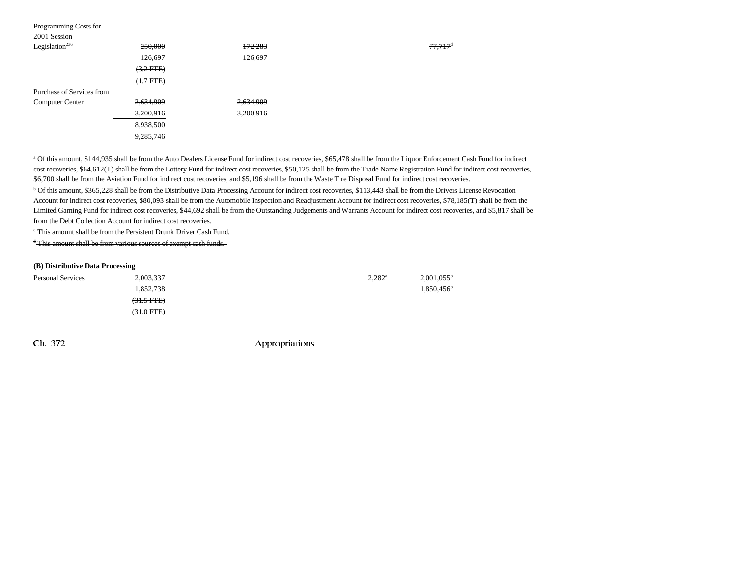| | | | | | |
|---|---|---|---|---|---|
| Programming Costs for 2001 Session Legislation[236] | ~~250,000~~ | ~~172,283~~ | | | ~~77,717~~[d] |
| | 126,697 | 126,697 | | | |
| | ~~(3.2 FTE)~~ | | | | |
| | (1.7 FTE) | | | | |
| Purchase of Services from Computer Center | ~~2,634,909~~ | ~~2,634,909~~ | | | |
| | 3,200,916 | 3,200,916 | | | |
| | ~~8,938,500~~ | | | | |
| | 9,285,746 | | | | |

[a] Of this amount, $144,935 shall be from the Auto Dealers License Fund for indirect cost recoveries, $65,478 shall be from the Liquor Enforcement Cash Fund for indirect cost recoveries, $64,612(T) shall be from the Lottery Fund for indirect cost recoveries, $50,125 shall be from the Trade Name Registration Fund for indirect cost recoveries, $6,700 shall be from the Aviation Fund for indirect cost recoveries, and $5,196 shall be from the Waste Tire Disposal Fund for indirect cost recoveries.

[b] Of this amount, $365,228 shall be from the Distributive Data Processing Account for indirect cost recoveries, $113,443 shall be from the Drivers License Revocation Account for indirect cost recoveries, $80,093 shall be from the Automobile Inspection and Readjustment Account for indirect cost recoveries, $78,185(T) shall be from the Limited Gaming Fund for indirect cost recoveries, $44,692 shall be from the Outstanding Judgements and Warrants Account for indirect cost recoveries, and $5,817 shall be from the Debt Collection Account for indirect cost recoveries.

[c] This amount shall be from the Persistent Drunk Driver Cash Fund.

~~[d] This amount shall be from various sources of exempt cash funds.~~

**(B) Distributive Data Processing**

| | | | | | |
|---|---|---|---|---|---|
| Personal Services | ~~2,003,337~~ | | | 2,282[a] | ~~2,001,055~~[b] |
| | 1,852,738 | | | | 1,850,456[b] |
| | ~~(31.5 FTE)~~ | | | | |
| | (31.0 FTE) | | | | |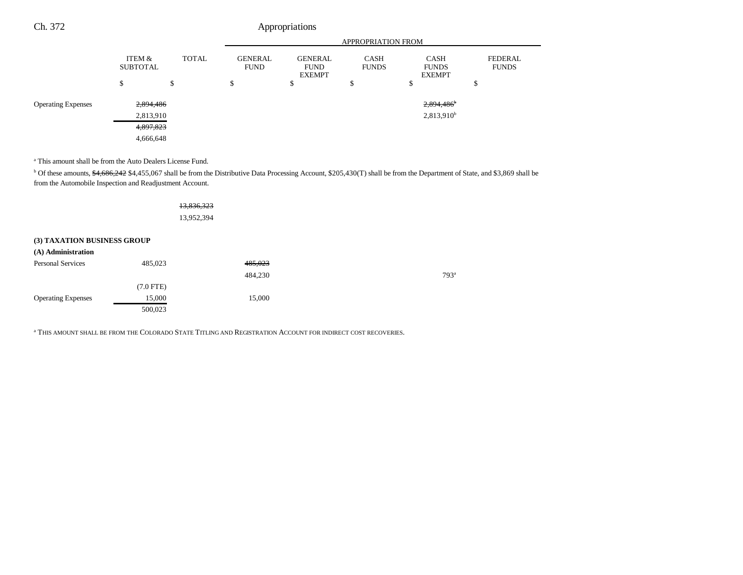| | ITEM & SUBTOTAL | TOTAL | GENERAL FUND | GENERAL FUND EXEMPT | CASH FUNDS | CASH FUNDS EXEMPT | FEDERAL FUNDS |
|---|---|---|---|---|---|---|---|
| | | | APPROPRIATION FROM | | | | |
| | $ | $ | $ | $ | $ | $ | $ |
| Operating Expenses | ~~2,894,486~~ | | | | | ~~2,894,486~~[b] | |
| | 2,813,910 | | | | | 2,813,910[b] | |
| | ~~4,897,823~~ | | | | | | |
| | 4,666,648 | | | | | | |

[a] This amount shall be from the Auto Dealers License Fund.

[b] Of these amounts, ~~$4,686,242~~ $4,455,067 shall be from the Distributive Data Processing Account, $205,430(T) shall be from the Department of State, and $3,869 shall be from the Automobile Inspection and Readjustment Account.

| | ITEM & SUBTOTAL | TOTAL | GENERAL FUND | GENERAL FUND EXEMPT | CASH FUNDS | CASH FUNDS EXEMPT | FEDERAL FUNDS |
|---|---|---|---|---|---|---|---|
| | | ~~13,836,323~~ | | | | | |
| | | 13,952,394 | | | | | |
| **(3) TAXATION BUSINESS GROUP** | | | | | | | |
| **(A) Administration** | | | | | | | |
| Personal Services | 485,023 | | ~~485,023~~ | | | | |
| | | | 484,230 | | | 793[a] | |
| | (7.0 FTE) | | | | | | |
| Operating Expenses | 15,000 | | 15,000 | | | | |
| | 500,023 | | | | | | |

[a] THIS AMOUNT SHALL BE FROM THE COLORADO STATE TITLING AND REGISTRATION ACCOUNT FOR INDIRECT COST RECOVERIES.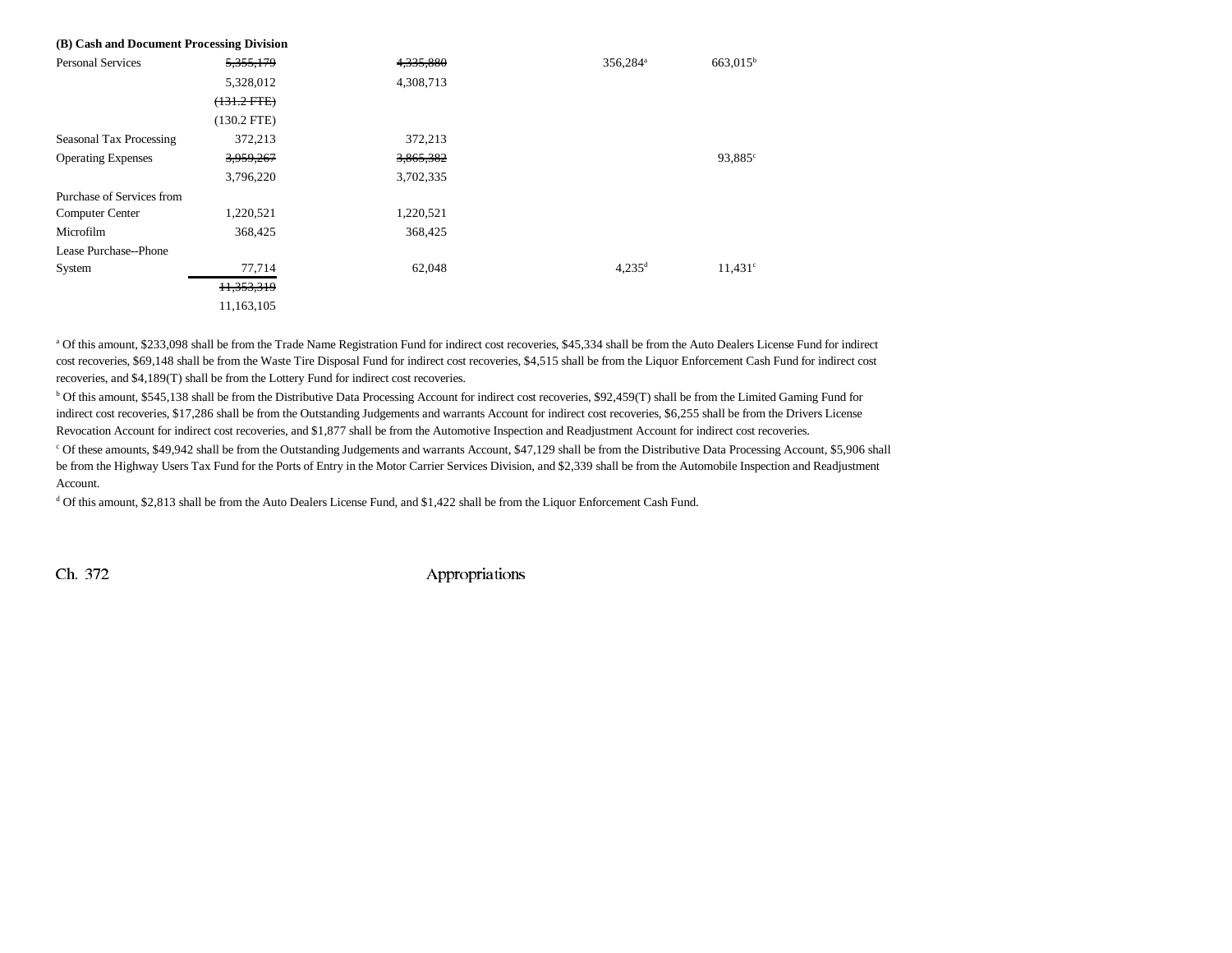**(B) Cash and Document Processing Division**

| | | | | | |
|---|---|---|---|---|---|
| Personal Services | ~~5,355,179~~ | ~~4,335,880~~ | | 356,284[a] | 663,015[b] |
| | 5,328,012 | 4,308,713 | | | |
| | ~~(131.2 FTE)~~ | | | | |
| | (130.2 FTE) | | | | |
| Seasonal Tax Processing | 372,213 | 372,213 | | | |
| Operating Expenses | ~~3,959,267~~ | ~~3,865,382~~ | | | 93,885[c] |
| | 3,796,220 | 3,702,335 | | | |
| Purchase of Services from Computer Center | 1,220,521 | 1,220,521 | | | |
| Microfilm | 368,425 | 368,425 | | | |
| Lease Purchase--Phone System | 77,714 | 62,048 | | 4,235[d] | 11,431[c] |
| | ~~11,353,319~~ | | | | |
| | 11,163,105 | | | | |

[a] Of this amount, $233,098 shall be from the Trade Name Registration Fund for indirect cost recoveries, $45,334 shall be from the Auto Dealers License Fund for indirect cost recoveries, $69,148 shall be from the Waste Tire Disposal Fund for indirect cost recoveries, $4,515 shall be from the Liquor Enforcement Cash Fund for indirect cost recoveries, and $4,189(T) shall be from the Lottery Fund for indirect cost recoveries.

[b] Of this amount, $545,138 shall be from the Distributive Data Processing Account for indirect cost recoveries, $92,459(T) shall be from the Limited Gaming Fund for indirect cost recoveries, $17,286 shall be from the Outstanding Judgements and warrants Account for indirect cost recoveries, $6,255 shall be from the Drivers License Revocation Account for indirect cost recoveries, and $1,877 shall be from the Automotive Inspection and Readjustment Account for indirect cost recoveries.

[c] Of these amounts, $49,942 shall be from the Outstanding Judgements and warrants Account, $47,129 shall be from the Distributive Data Processing Account, $5,906 shall be from the Highway Users Tax Fund for the Ports of Entry in the Motor Carrier Services Division, and $2,339 shall be from the Automobile Inspection and Readjustment Account.

[d] Of this amount, $2,813 shall be from the Auto Dealers License Fund, and $1,422 shall be from the Liquor Enforcement Cash Fund.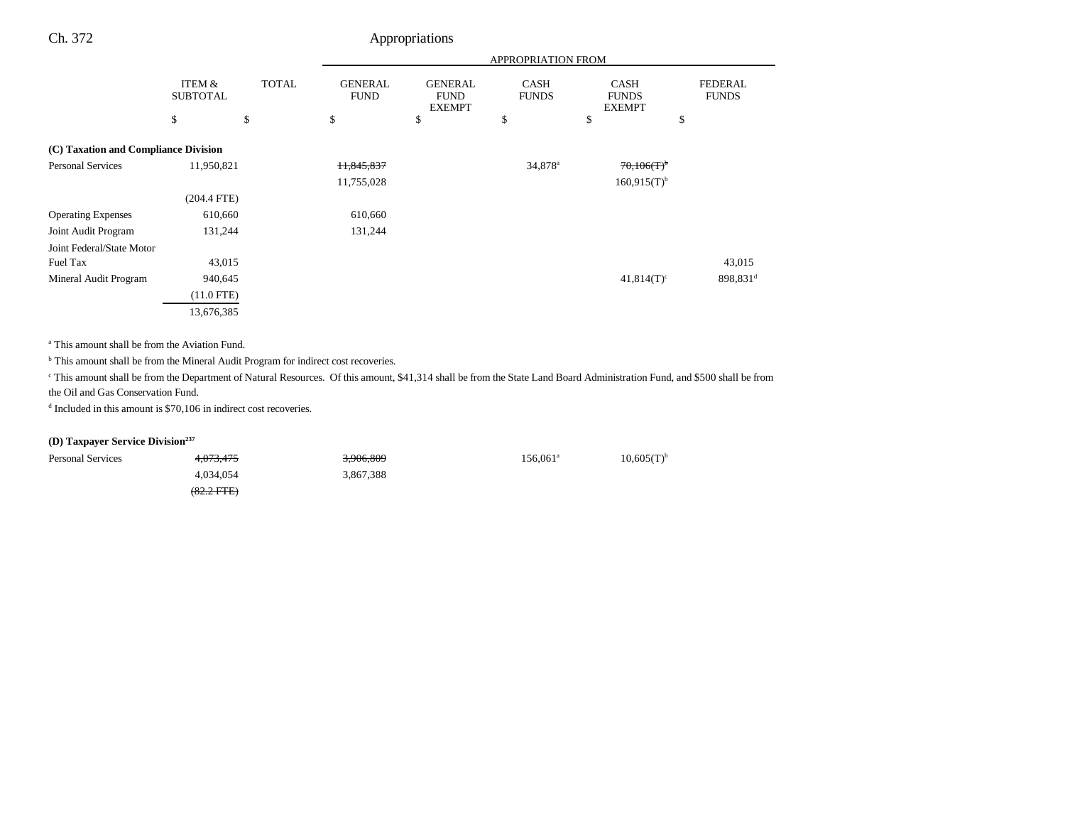Ch. 372 Appropriations

| | ITEM & SUBTOTAL | TOTAL | GENERAL FUND | GENERAL FUND EXEMPT | CASH FUNDS | CASH FUNDS EXEMPT | FEDERAL FUNDS |
|---|---|---|---|---|---|---|---|
| | | | APPROPRIATION FROM | | | | |
| | $ | $ | $ | $ | $ | $ | $ |
| **(C) Taxation and Compliance Division** | | | | | | | |
| Personal Services | 11,950,821 | | ~~11,845,837~~ | | 34,878[a] | ~~70,106(T)[b]~~ | |
| | | | 11,755,028 | | | 160,915(T)[b] | |
| | (204.4 FTE) | | | | | | |
| Operating Expenses | 610,660 | | 610,660 | | | | |
| Joint Audit Program | 131,244 | | 131,244 | | | | |
| Joint Federal/State Motor Fuel Tax | 43,015 | | | | | | 43,015 |
| Mineral Audit Program | 940,645 | | | | | 41,814(T)[c] | 898,831[d] |
| | (11.0 FTE) | | | | | | |
| | 13,676,385 | | | | | | |

[a] This amount shall be from the Aviation Fund.

[b] This amount shall be from the Mineral Audit Program for indirect cost recoveries.

[c] This amount shall be from the Department of Natural Resources. Of this amount, $41,314 shall be from the State Land Board Administration Fund, and $500 shall be from the Oil and Gas Conservation Fund.

[d] Included in this amount is $70,106 in indirect cost recoveries.

| | ITEM & SUBTOTAL | TOTAL | GENERAL FUND | GENERAL FUND EXEMPT | CASH FUNDS | CASH FUNDS EXEMPT | FEDERAL FUNDS |
|---|---|---|---|---|---|---|---|
| **(D) Taxpayer Service Division[237]** | | | | | | | |
| Personal Services | ~~4,073,475~~ | | ~~3,906,809~~ | | 156,061[a] | 10,605(T)[b] | |
| | 4,034,054 | | 3,867,388 | | | | |
| | ~~(82.2 FTE)~~ | | | | | | |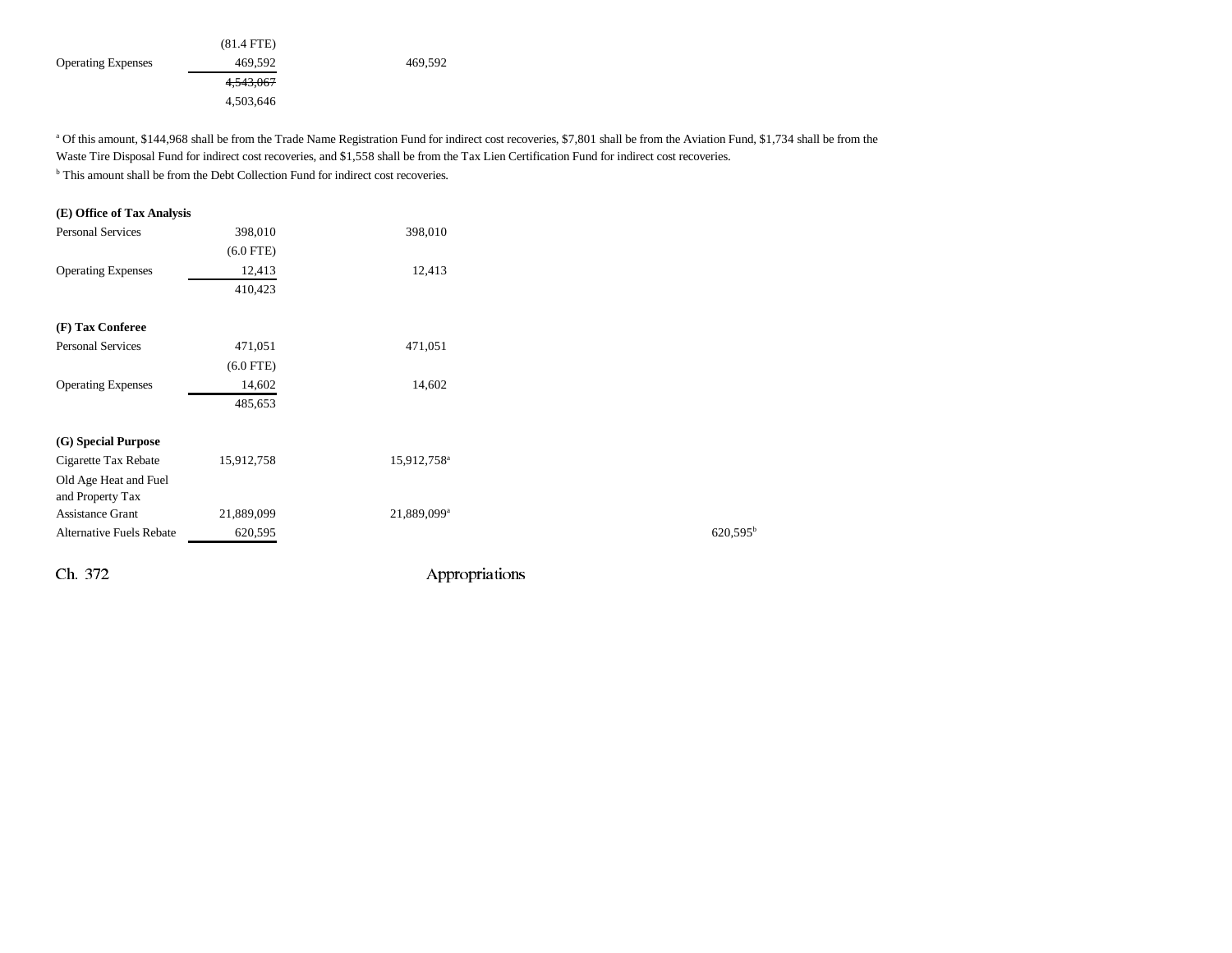| | | | | |
|---|---|---|---|---|
| | (81.4 FTE) | | | |
| Operating Expenses | 469,592 | 469,592 | | |
| | ~~4,543,067~~ | | | |
| | 4,503,646 | | | |

[a] Of this amount, $144,968 shall be from the Trade Name Registration Fund for indirect cost recoveries, $7,801 shall be from the Aviation Fund, $1,734 shall be from the Waste Tire Disposal Fund for indirect cost recoveries, and $1,558 shall be from the Tax Lien Certification Fund for indirect cost recoveries.

[b] This amount shall be from the Debt Collection Fund for indirect cost recoveries.

**(E) Office of Tax Analysis**

| | | | | |
|---|---|---|---|---|
| Personal Services | 398,010 | 398,010 | | |
| | (6.0 FTE) | | | |
| Operating Expenses | 12,413 | 12,413 | | |
| | 410,423 | | | |

**(F) Tax Conferee**

| | | | | |
|---|---|---|---|---|
| Personal Services | 471,051 | 471,051 | | |
| | (6.0 FTE) | | | |
| Operating Expenses | 14,602 | 14,602 | | |
| | 485,653 | | | |

**(G) Special Purpose**

| | | | | |
|---|---|---|---|---|
| Cigarette Tax Rebate | 15,912,758 | 15,912,758[a] | | |
| Old Age Heat and Fuel and Property Tax Assistance Grant | 21,889,099 | 21,889,099[a] | | |
| Alternative Fuels Rebate | 620,595 | | | 620,595[b] |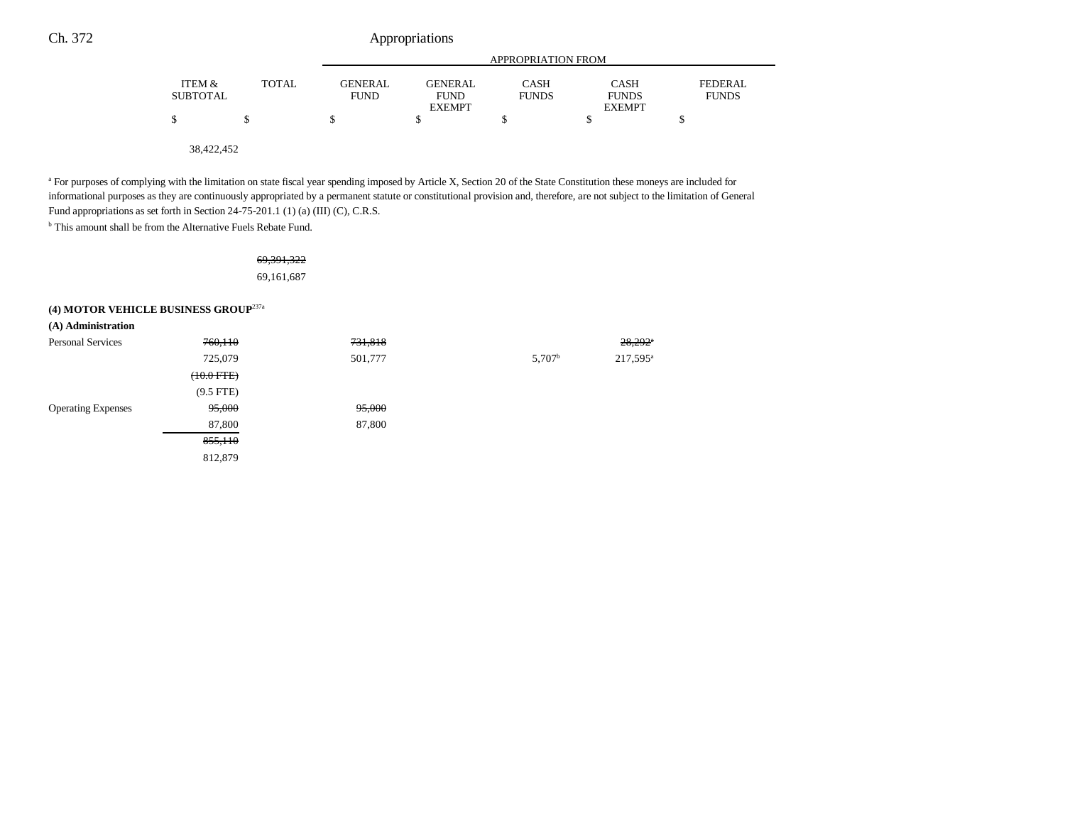| | ITEM & SUBTOTAL | TOTAL | GENERAL FUND | GENERAL FUND EXEMPT | CASH FUNDS | CASH FUNDS EXEMPT | FEDERAL FUNDS |
|---|---|---|---|---|---|---|---|
| | | | APPROPRIATION FROM | | | | |
| | $ | $ | $ | $ | $ | $ | $ |
| | 38,422,452 | | | | | | |

[a] For purposes of complying with the limitation on state fiscal year spending imposed by Article X, Section 20 of the State Constitution these moneys are included for informational purposes as they are continuously appropriated by a permanent statute or constitutional provision and, therefore, are not subject to the limitation of General Fund appropriations as set forth in Section 24-75-201.1 (1) (a) (III) (C), C.R.S.

[b] This amount shall be from the Alternative Fuels Rebate Fund.

| | ITEM & SUBTOTAL | TOTAL | GENERAL FUND | GENERAL FUND EXEMPT | CASH FUNDS | CASH FUNDS EXEMPT | FEDERAL FUNDS |
|---|---|---|---|---|---|---|---|
| | | ~~69,391,322~~ | | | | | |
| | | 69,161,687 | | | | | |
| **(4) MOTOR VEHICLE BUSINESS GROUP**[237a] | | | | | | | |
| **(A) Administration** | | | | | | | |
| Personal Services | ~~760,110~~ | | ~~731,818~~ | | | ~~28,292~~[a] | |
| | 725,079 | | 501,777 | | 5,707[b] | 217,595[a] | |
| | ~~(10.0 FTE)~~ | | | | | | |
| | (9.5 FTE) | | | | | | |
| Operating Expenses | ~~95,000~~ | | ~~95,000~~ | | | | |
| | 87,800 | | 87,800 | | | | |
| | ~~855,110~~ | | | | | | |
| | 812,879 | | | | | | |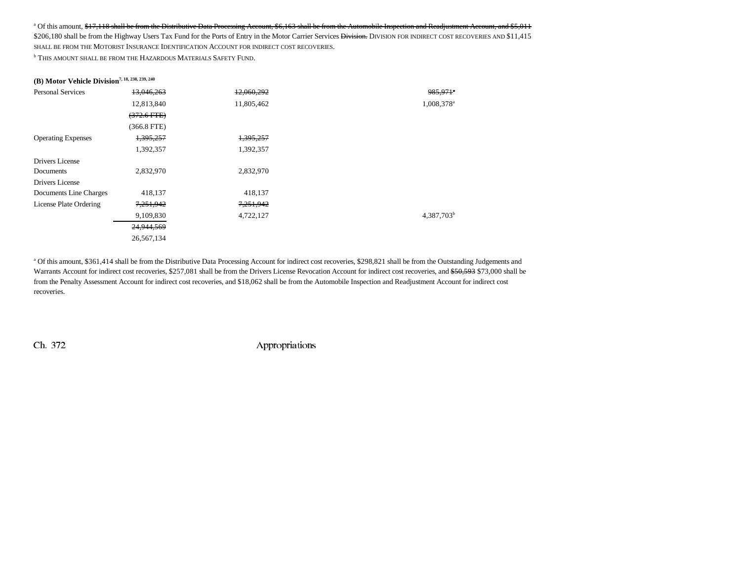[a] Of this amount, ~~$17,118 shall be from the Distributive Data Processing Account, $6,163 shall be from the Automobile Inspection and Readjustment Account, and $5,011~~ $206,180 shall be from the Highway Users Tax Fund for the Ports of Entry in the Motor Carrier Services ~~Division.~~ DIVISION FOR INDIRECT COST RECOVERIES AND $11,415 SHALL BE FROM THE MOTORIST INSURANCE IDENTIFICATION ACCOUNT FOR INDIRECT COST RECOVERIES.

[b] THIS AMOUNT SHALL BE FROM THE HAZARDOUS MATERIALS SAFETY FUND.

**(B) Motor Vehicle Division**[7, 18, 238, 239, 240]

| | | | | |
|---|---|---|---|---|
| Personal Services | ~~13,046,263~~ | ~~12,060,292~~ | | ~~985,971~~[a] |
| | 12,813,840 | 11,805,462 | | 1,008,378[a] |
| | ~~(372.6 FTE)~~ | | | |
| | (366.8 FTE) | | | |
| Operating Expenses | ~~1,395,257~~ | ~~1,395,257~~ | | |
| | 1,392,357 | 1,392,357 | | |
| Drivers License Documents | 2,832,970 | 2,832,970 | | |
| Drivers License Documents Line Charges | 418,137 | 418,137 | | |
| License Plate Ordering | ~~7,251,942~~ | ~~7,251,942~~ | | |
| | 9,109,830 | 4,722,127 | | 4,387,703[b] |
| | ~~24,944,569~~ | | | |
| | 26,567,134 | | | |

[a] Of this amount, $361,414 shall be from the Distributive Data Processing Account for indirect cost recoveries, $298,821 shall be from the Outstanding Judgements and Warrants Account for indirect cost recoveries, $257,081 shall be from the Drivers License Revocation Account for indirect cost recoveries, and ~~$50,593~~ $73,000 shall be from the Penalty Assessment Account for indirect cost recoveries, and $18,062 shall be from the Automobile Inspection and Readjustment Account for indirect cost recoveries.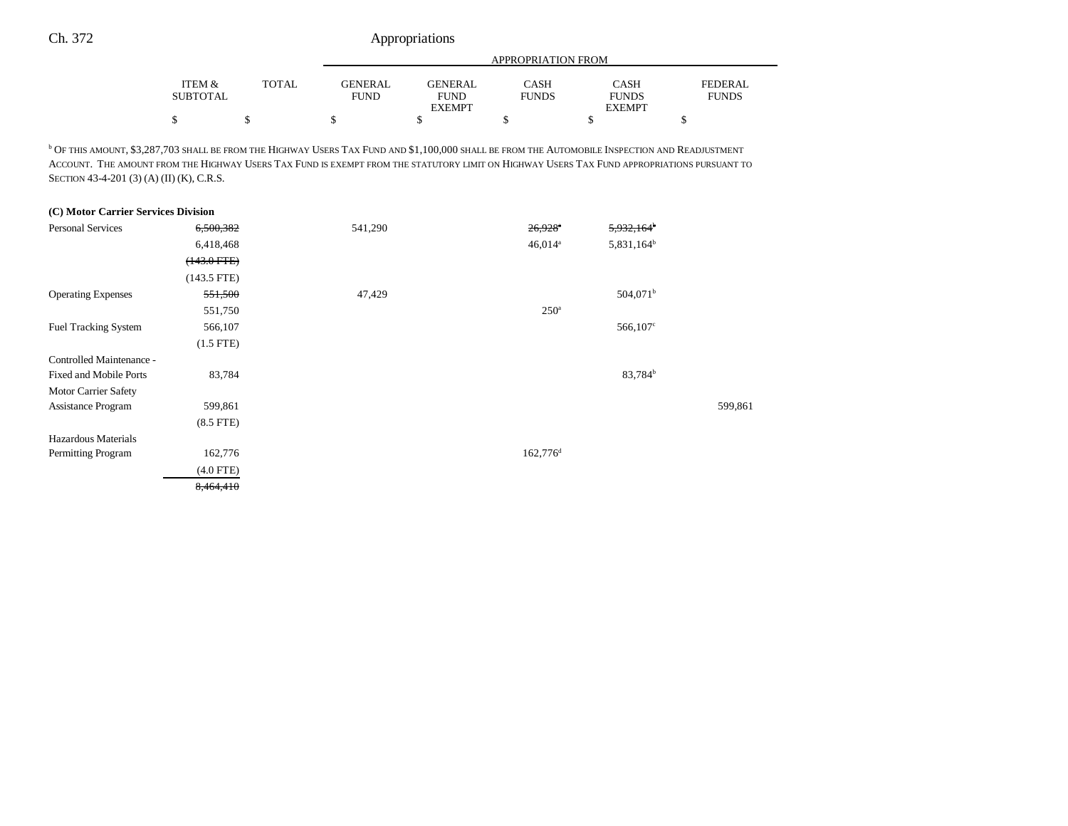| | ITEM & SUBTOTAL | TOTAL | GENERAL FUND | GENERAL FUND EXEMPT | CASH FUNDS | CASH FUNDS EXEMPT | FEDERAL FUNDS |
|---|---|---|---|---|---|---|---|
| | | | APPROPRIATION FROM | | | | |
| | $ | $ | $ | $ | $ | $ | $ |

[b] Of this amount, $3,287,703 shall be from the Highway Users Tax Fund and $1,100,000 shall be from the Automobile Inspection and Readjustment Account. The amount from the Highway Users Tax Fund is exempt from the statutory limit on Highway Users Tax Fund appropriations pursuant to Section 43-4-201 (3) (A) (II) (K), C.R.S.

**(C) Motor Carrier Services Division**

| | ITEM & SUBTOTAL | TOTAL | GENERAL FUND | GENERAL FUND EXEMPT | CASH FUNDS | CASH FUNDS EXEMPT | FEDERAL FUNDS |
|---|---|---|---|---|---|---|---|
| Personal Services | ~~6,500,382~~ | | 541,290 | | ~~26,928[a]~~ | ~~5,932,164[b]~~ | |
| | 6,418,468 | | | | 46,014[a] | 5,831,164[b] | |
| | ~~(143.0 FTE)~~ | | | | | | |
| | (143.5 FTE) | | | | | | |
| Operating Expenses | ~~551,500~~ | | 47,429 | | | 504,071[b] | |
| | 551,750 | | | | 250[a] | | |
| Fuel Tracking System | 566,107 | | | | | 566,107[c] | |
| | (1.5 FTE) | | | | | | |
| Controlled Maintenance - Fixed and Mobile Ports | 83,784 | | | | | 83,784[b] | |
| Motor Carrier Safety Assistance Program | 599,861 | | | | | | 599,861 |
| | (8.5 FTE) | | | | | | |
| Hazardous Materials Permitting Program | 162,776 | | | | 162,776[d] | | |
| | (4.0 FTE) | | | | | | |
| | ~~8,464,410~~ | | | | | | |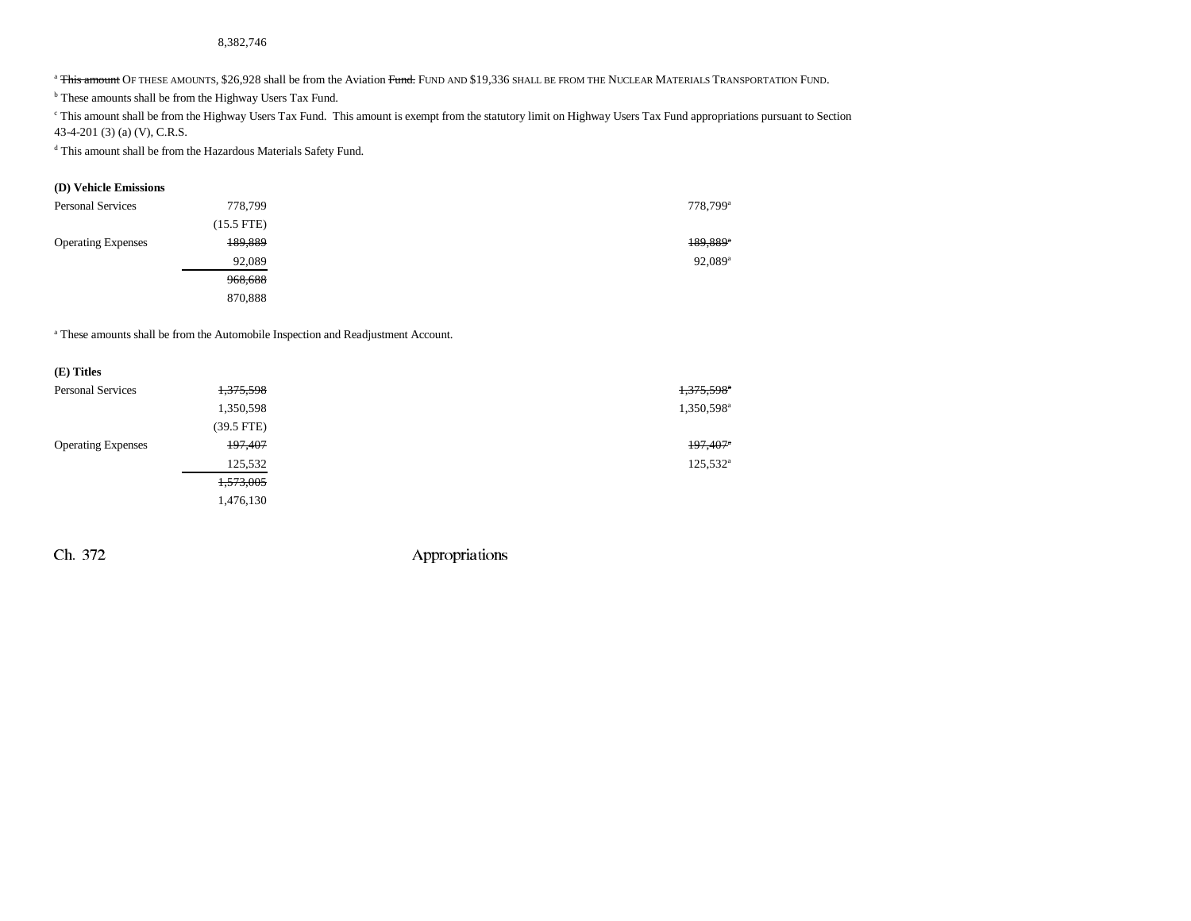8,382,746

[a] ~~This amount~~ OF THESE AMOUNTS, $26,928 shall be from the Aviation ~~Fund.~~ FUND AND $19,336 SHALL BE FROM THE NUCLEAR MATERIALS TRANSPORTATION FUND.

[b] These amounts shall be from the Highway Users Tax Fund.

[c] This amount shall be from the Highway Users Tax Fund. This amount is exempt from the statutory limit on Highway Users Tax Fund appropriations pursuant to Section 43-4-201 (3) (a) (V), C.R.S.

[d] This amount shall be from the Hazardous Materials Safety Fund.

**(D) Vehicle Emissions**

| | | |
|---|---|---|
| Personal Services | 778,799 | 778,799[a] |
| | (15.5 FTE) | |
| Operating Expenses | ~~189,889~~ | ~~189,889~~[a] |
| | 92,089 | 92,089[a] |
| | ~~968,688~~ | |
| | 870,888 | |

[a] These amounts shall be from the Automobile Inspection and Readjustment Account.

**(E) Titles**

| | | |
|---|---|---|
| Personal Services | ~~1,375,598~~ | ~~1,375,598~~[a] |
| | 1,350,598 | 1,350,598[a] |
| | (39.5 FTE) | |
| Operating Expenses | ~~197,407~~ | ~~197,407~~[a] |
| | 125,532 | 125,532[a] |
| | ~~1,573,005~~ | |
| | 1,476,130 | |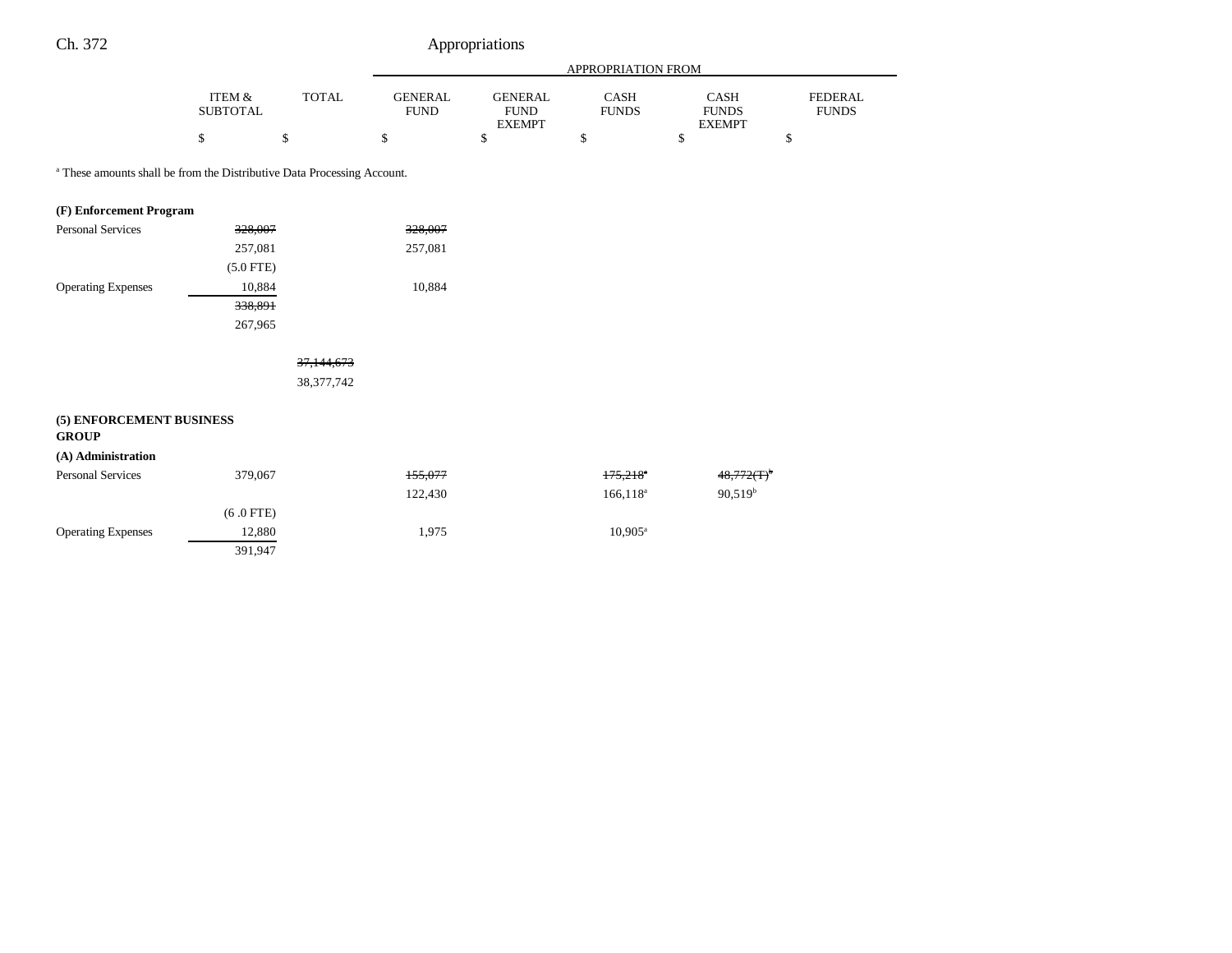Ch. 372 Appropriations

| | ITEM & SUBTOTAL | TOTAL | GENERAL FUND | GENERAL FUND EXEMPT | CASH FUNDS | CASH FUNDS EXEMPT | FEDERAL FUNDS |
|---|---|---|---|---|---|---|---|
| | | | APPROPRIATION FROM | | | | |
| | $ | $ | $ | $ | $ | $ | $ |

[a] These amounts shall be from the Distributive Data Processing Account.

| | ITEM & SUBTOTAL | TOTAL | GENERAL FUND | GENERAL FUND EXEMPT | CASH FUNDS | CASH FUNDS EXEMPT | FEDERAL FUNDS |
|---|---|---|---|---|---|---|---|
| **(F) Enforcement Program** | | | | | | | |
| Personal Services | ~~328,007~~ | | ~~328,007~~ | | | | |
| | 257,081 | | 257,081 | | | | |
| | (5.0 FTE) | | | | | | |
| Operating Expenses | 10,884 | | 10,884 | | | | |
| | ~~338,891~~ | | | | | | |
| | 267,965 | | | | | | |
| | | ~~37,144,673~~ | | | | | |
| | | 38,377,742 | | | | | |
| **(5) ENFORCEMENT BUSINESS GROUP** | | | | | | | |
| **(A) Administration** | | | | | | | |
| Personal Services | 379,067 | | ~~155,077~~ | | ~~175,218~~[a] | ~~48,772(T)~~[b] | |
| | | | 122,430 | | 166,118[a] | 90,519[b] | |
| | (6 .0 FTE) | | | | | | |
| Operating Expenses | 12,880 | | 1,975 | | 10,905[a] | | |
| | 391,947 | | | | | | |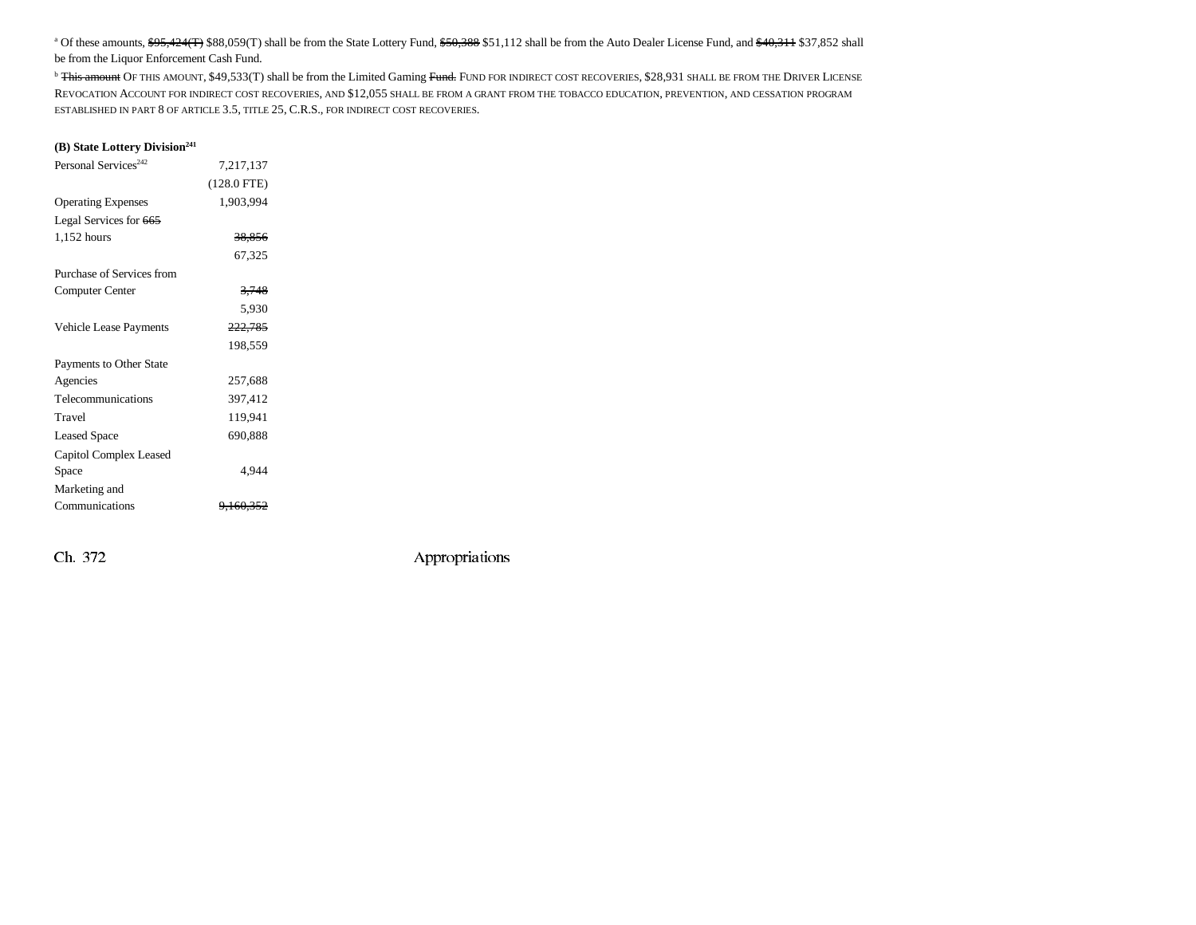[a] Of these amounts, ~~$95,424(T)~~ $88,059(T) shall be from the State Lottery Fund, ~~$50,388~~ $51,112 shall be from the Auto Dealer License Fund, and ~~$40,311~~ $37,852 shall be from the Liquor Enforcement Cash Fund.

[b] ~~This amount~~ OF THIS AMOUNT, $49,533(T) shall be from the Limited Gaming ~~Fund.~~ FUND FOR INDIRECT COST RECOVERIES, $28,931 SHALL BE FROM THE DRIVER LICENSE REVOCATION ACCOUNT FOR INDIRECT COST RECOVERIES, AND $12,055 SHALL BE FROM A GRANT FROM THE TOBACCO EDUCATION, PREVENTION, AND CESSATION PROGRAM ESTABLISHED IN PART 8 OF ARTICLE 3.5, TITLE 25, C.R.S., FOR INDIRECT COST RECOVERIES.

**(B) State Lottery Division[241]**

| | |
|---|---|
| Personal Services[242] | 7,217,137 |
| | (128.0 FTE) |
| Operating Expenses | 1,903,994 |
| Legal Services for ~~665~~ 1,152 hours | ~~38,856~~ |
| | 67,325 |
| Purchase of Services from Computer Center | ~~3,748~~ |
| | 5,930 |
| Vehicle Lease Payments | ~~222,785~~ |
| | 198,559 |
| Payments to Other State Agencies | 257,688 |
| Telecommunications | 397,412 |
| Travel | 119,941 |
| Leased Space | 690,888 |
| Capitol Complex Leased Space | 4,944 |
| Marketing and Communications | ~~9,160,352~~ |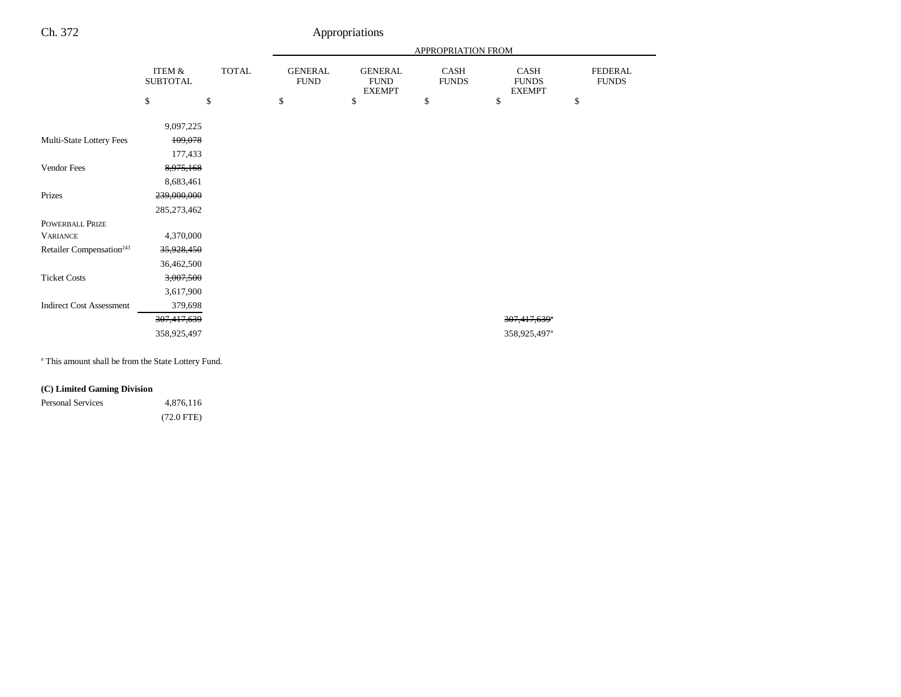| | ITEM & SUBTOTAL | TOTAL | GENERAL FUND | GENERAL FUND EXEMPT | CASH FUNDS | CASH FUNDS EXEMPT | FEDERAL FUNDS |
|---|---|---|---|---|---|---|---|
| | $ | $ | $ | $ | $ | $ | $ |
| | 9,097,225 | | | | | | |
| Multi-State Lottery Fees | ~~109,078~~ | | | | | | |
| | 177,433 | | | | | | |
| Vendor Fees | ~~8,975,168~~ | | | | | | |
| | 8,683,461 | | | | | | |
| Prizes | ~~239,000,000~~ | | | | | | |
| | 285,273,462 | | | | | | |
| POWERBALL PRIZE VARIANCE | 4,370,000 | | | | | | |
| Retailer Compensation[243] | ~~35,928,450~~ | | | | | | |
| | 36,462,500 | | | | | | |
| Ticket Costs | ~~3,007,500~~ | | | | | | |
| | 3,617,900 | | | | | | |
| Indirect Cost Assessment | 379,698 | | | | | | |
| | ~~307,417,639~~ | | | | | ~~307,417,639~~[a] | |
| | 358,925,497 | | | | | 358,925,497[a] | |

[a] This amount shall be from the State Lottery Fund.

**(C) Limited Gaming Division**

| | | | | | | | |
|---|---|---|---|---|---|---|---|
| Personal Services | 4,876,116 | | | | | | |
| | (72.0 FTE) | | | | | | |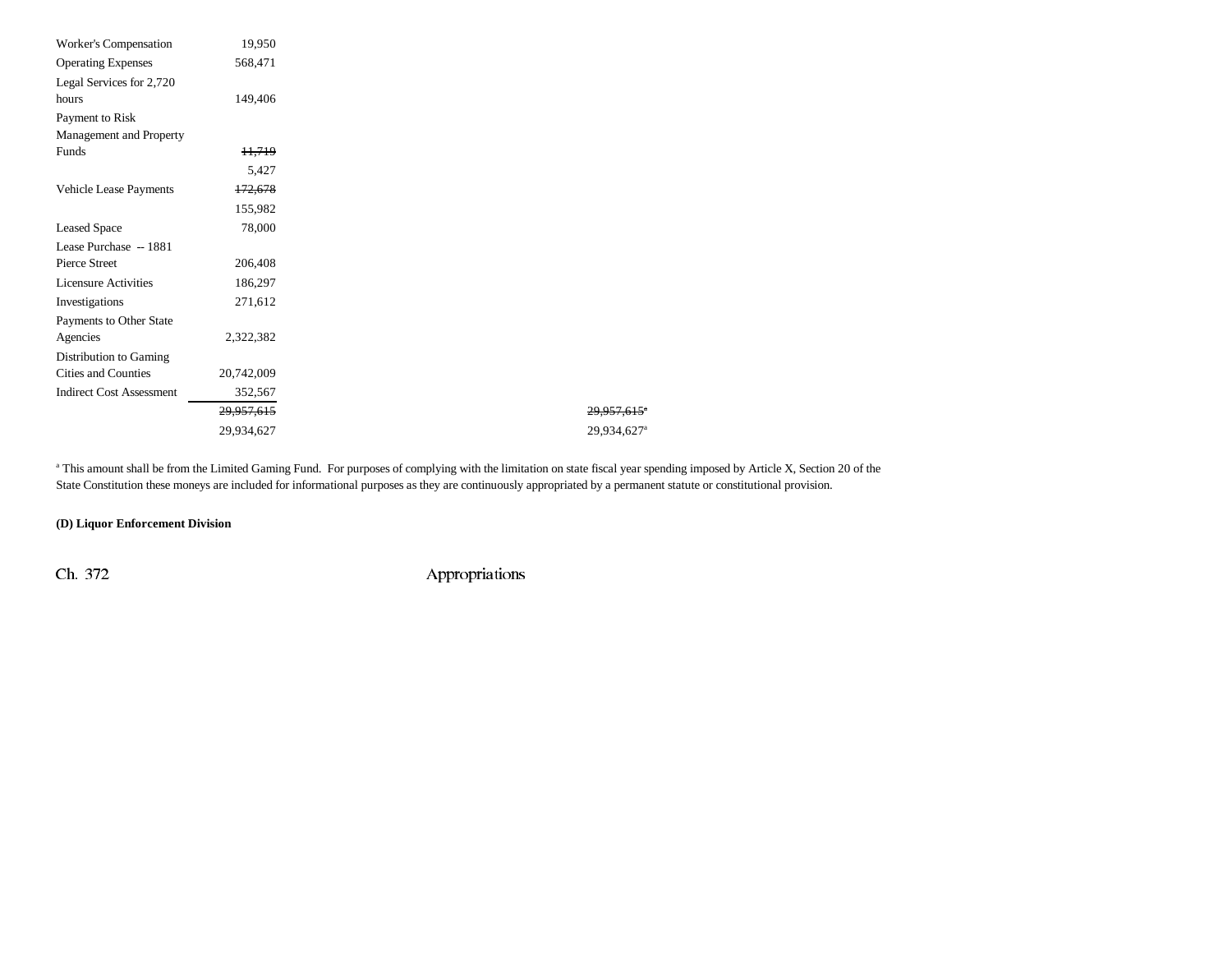| | | |
|---|---|---|
| Worker's Compensation | 19,950 | |
| Operating Expenses | 568,471 | |
| Legal Services for 2,720 hours | 149,406 | |
| Payment to Risk Management and Property Funds | ~~11,719~~ | |
| | 5,427 | |
| Vehicle Lease Payments | ~~172,678~~ | |
| | 155,982 | |
| Leased Space | 78,000 | |
| Lease Purchase -- 1881 Pierce Street | 206,408 | |
| Licensure Activities | 186,297 | |
| Investigations | 271,612 | |
| Payments to Other State Agencies | 2,322,382 | |
| Distribution to Gaming Cities and Counties | 20,742,009 | |
| Indirect Cost Assessment | 352,567 | |
| | ~~29,957,615~~ | ~~29,957,615~~[a] |
| | 29,934,627 | 29,934,627[a] |

[a] This amount shall be from the Limited Gaming Fund. For purposes of complying with the limitation on state fiscal year spending imposed by Article X, Section 20 of the State Constitution these moneys are included for informational purposes as they are continuously appropriated by a permanent statute or constitutional provision.

**(D) Liquor Enforcement Division**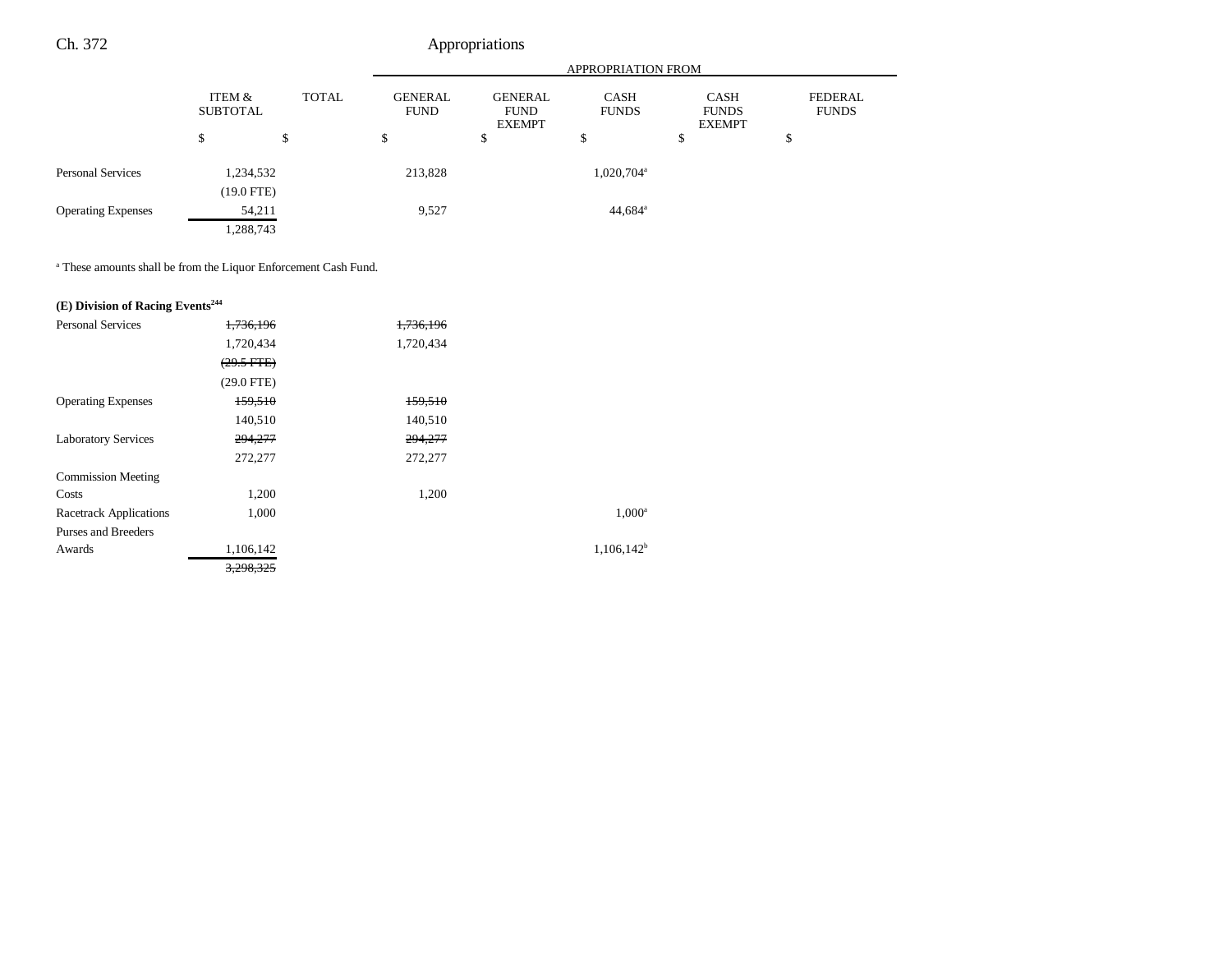| | ITEM & SUBTOTAL | TOTAL | GENERAL FUND | GENERAL FUND EXEMPT | CASH FUNDS | CASH FUNDS EXEMPT | FEDERAL FUNDS |
|---|---|---|---|---|---|---|---|
| | $ | $ | $ | $ | $ | $ | $ |
| Personal Services | 1,234,532 | | 213,828 | | 1,020,704[a] | | |
| | (19.0 FTE) | | | | | | |
| Operating Expenses | 54,211 | | 9,527 | | 44,684[a] | | |
| | 1,288,743 | | | | | | |

[a] These amounts shall be from the Liquor Enforcement Cash Fund.

**(E) Division of Racing Events[244]**

| | ITEM & SUBTOTAL | TOTAL | GENERAL FUND | GENERAL FUND EXEMPT | CASH FUNDS | CASH FUNDS EXEMPT | FEDERAL FUNDS |
|---|---|---|---|---|---|---|---|
| Personal Services | ~~1,736,196~~ | | ~~1,736,196~~ | | | | |
| | 1,720,434 | | 1,720,434 | | | | |
| | ~~(29.5 FTE)~~ | | | | | | |
| | (29.0 FTE) | | | | | | |
| Operating Expenses | ~~159,510~~ | | ~~159,510~~ | | | | |
| | 140,510 | | 140,510 | | | | |
| Laboratory Services | ~~294,277~~ | | ~~294,277~~ | | | | |
| | 272,277 | | 272,277 | | | | |
| Commission Meeting Costs | 1,200 | | 1,200 | | | | |
| Racetrack Applications | 1,000 | | | | 1,000[a] | | |
| Purses and Breeders Awards | 1,106,142 | | | | 1,106,142[b] | | |
| | ~~3,298,325~~ | | | | | | |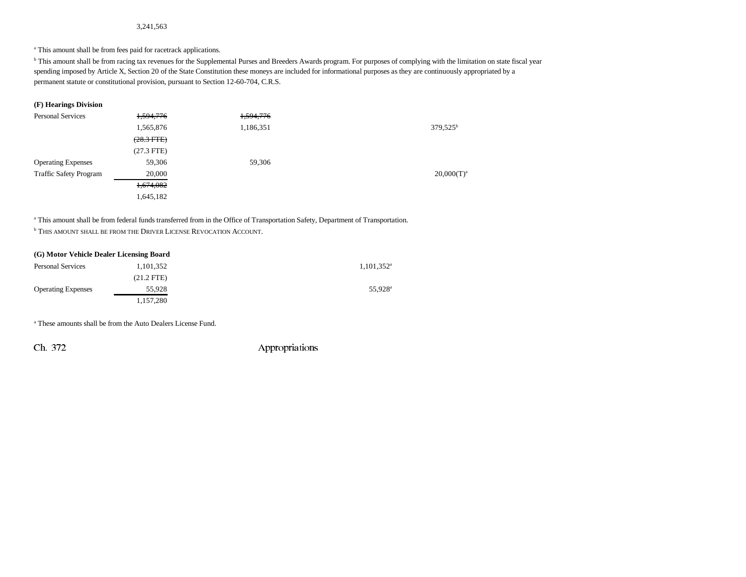3,241,563

[a] This amount shall be from fees paid for racetrack applications.

[b] This amount shall be from racing tax revenues for the Supplemental Purses and Breeders Awards program. For purposes of complying with the limitation on state fiscal year spending imposed by Article X, Section 20 of the State Constitution these moneys are included for informational purposes as they are continuously appropriated by a permanent statute or constitutional provision, pursuant to Section 12-60-704, C.R.S.

**(F) Hearings Division**

| | | | | |
|---|---|---|---|---|
| Personal Services | ~~1,594,776~~ | ~~1,594,776~~ | | |
| | 1,565,876 | 1,186,351 | | 379,525[b] |
| | ~~(28.3 FTE)~~ | | | |
| | (27.3 FTE) | | | |
| Operating Expenses | 59,306 | 59,306 | | |
| Traffic Safety Program | 20,000 | | | 20,000(T)[a] |
| | ~~1,674,082~~ | | | |
| | 1,645,182 | | | |

[a] This amount shall be from federal funds transferred from in the Office of Transportation Safety, Department of Transportation.

[b] THIS AMOUNT SHALL BE FROM THE DRIVER LICENSE REVOCATION ACCOUNT.

**(G) Motor Vehicle Dealer Licensing Board**

| | | | |
|---|---|---|---|
| Personal Services | 1,101,352 | | 1,101,352[a] |
| | (21.2 FTE) | | |
| Operating Expenses | 55,928 | | 55,928[a] |
| | 1,157,280 | | |

[a] These amounts shall be from the Auto Dealers License Fund.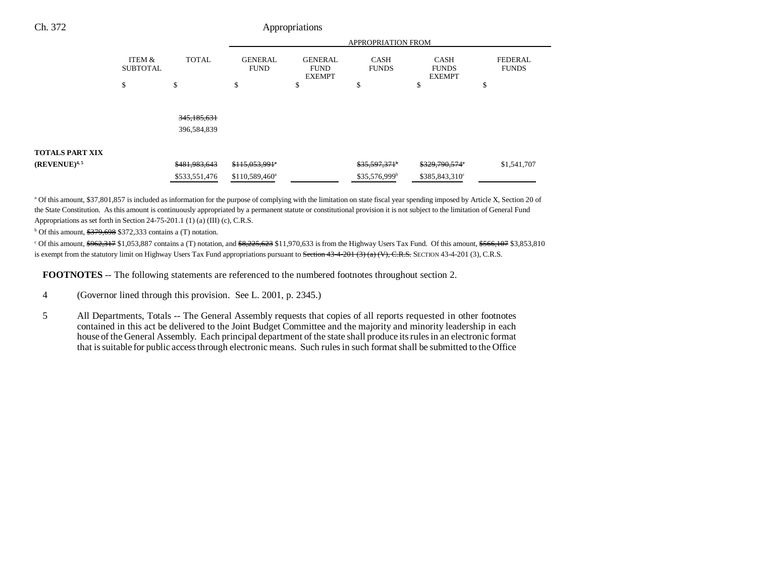| | ITEM & SUBTOTAL | TOTAL | GENERAL FUND | GENERAL FUND EXEMPT | CASH FUNDS | CASH FUNDS EXEMPT | FEDERAL FUNDS |
|---|---|---|---|---|---|---|---|
| | | | APPROPRIATION FROM | | | | |
| | $ | $ | $ | $ | $ | $ | $ |
| | | ~~345,185,631~~ | | | | | |
| | | 396,584,839 | | | | | |
| **TOTALS PART XIX** | | | | | | | |
| **(REVENUE)**[4, 5] | | ~~$481,983,643~~ | ~~$115,053,991~~[a] | | ~~$35,597,371~~[b] | ~~$329,790,574~~[c] | $1,541,707 |
| | | $533,551,476 | $110,589,460[a] | | $35,576,999[b] | $385,843,310[c] | |

[a] Of this amount, $37,801,857 is included as information for the purpose of complying with the limitation on state fiscal year spending imposed by Article X, Section 20 of the State Constitution. As this amount is continuously appropriated by a permanent statute or constitutional provision it is not subject to the limitation of General Fund Appropriations as set forth in Section 24-75-201.1 (1) (a) (III) (c), C.R.S.

[b] Of this amount, ~~$379,698~~ $372,333 contains a (T) notation.

[c] Of this amount, ~~$962,317~~ $1,053,887 contains a (T) notation, and ~~$8,225,623~~ $11,970,633 is from the Highway Users Tax Fund. Of this amount, ~~$566,107~~ $3,853,810 is exempt from the statutory limit on Highway Users Tax Fund appropriations pursuant to ~~Section 43-4-201 (3) (a) (V), C.R.S.~~ SECTION 43-4-201 (3), C.R.S.

**FOOTNOTES** -- The following statements are referenced to the numbered footnotes throughout section 2.

4 (Governor lined through this provision. See L. 2001, p. 2345.)

5 All Departments, Totals -- The General Assembly requests that copies of all reports requested in other footnotes contained in this act be delivered to the Joint Budget Committee and the majority and minority leadership in each house of the General Assembly. Each principal department of the state shall produce its rules in an electronic format that is suitable for public access through electronic means. Such rules in such format shall be submitted to the Office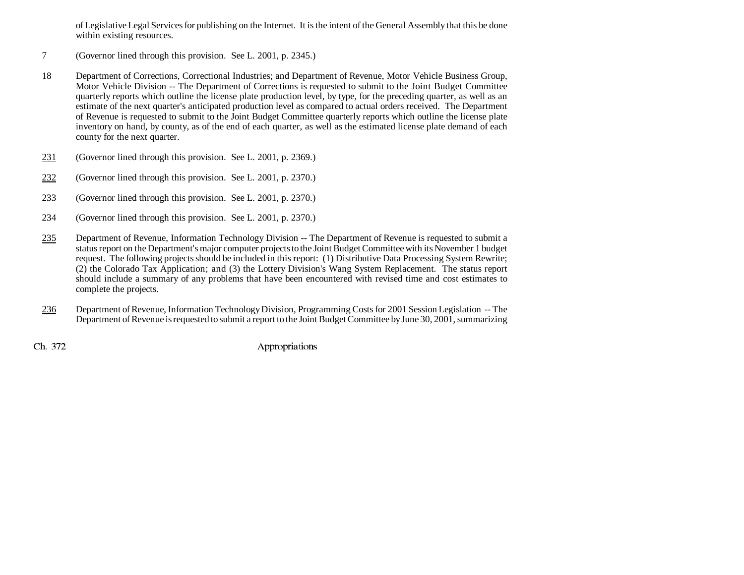of Legislative Legal Services for publishing on the Internet. It is the intent of the General Assembly that this be done within existing resources.

7 (Governor lined through this provision. See L. 2001, p. 2345.)

18 Department of Corrections, Correctional Industries; and Department of Revenue, Motor Vehicle Business Group, Motor Vehicle Division -- The Department of Corrections is requested to submit to the Joint Budget Committee quarterly reports which outline the license plate production level, by type, for the preceding quarter, as well as an estimate of the next quarter's anticipated production level as compared to actual orders received. The Department of Revenue is requested to submit to the Joint Budget Committee quarterly reports which outline the license plate inventory on hand, by county, as of the end of each quarter, as well as the estimated license plate demand of each county for the next quarter.

231 (Governor lined through this provision. See L. 2001, p. 2369.)

232 (Governor lined through this provision. See L. 2001, p. 2370.)

233 (Governor lined through this provision. See L. 2001, p. 2370.)

234 (Governor lined through this provision. See L. 2001, p. 2370.)

235 Department of Revenue, Information Technology Division -- The Department of Revenue is requested to submit a status report on the Department's major computer projects to the Joint Budget Committee with its November 1 budget request. The following projects should be included in this report: (1) Distributive Data Processing System Rewrite; (2) the Colorado Tax Application; and (3) the Lottery Division's Wang System Replacement. The status report should include a summary of any problems that have been encountered with revised time and cost estimates to complete the projects.

236 Department of Revenue, Information Technology Division, Programming Costs for 2001 Session Legislation -- The Department of Revenue is requested to submit a report to the Joint Budget Committee by June 30, 2001, summarizing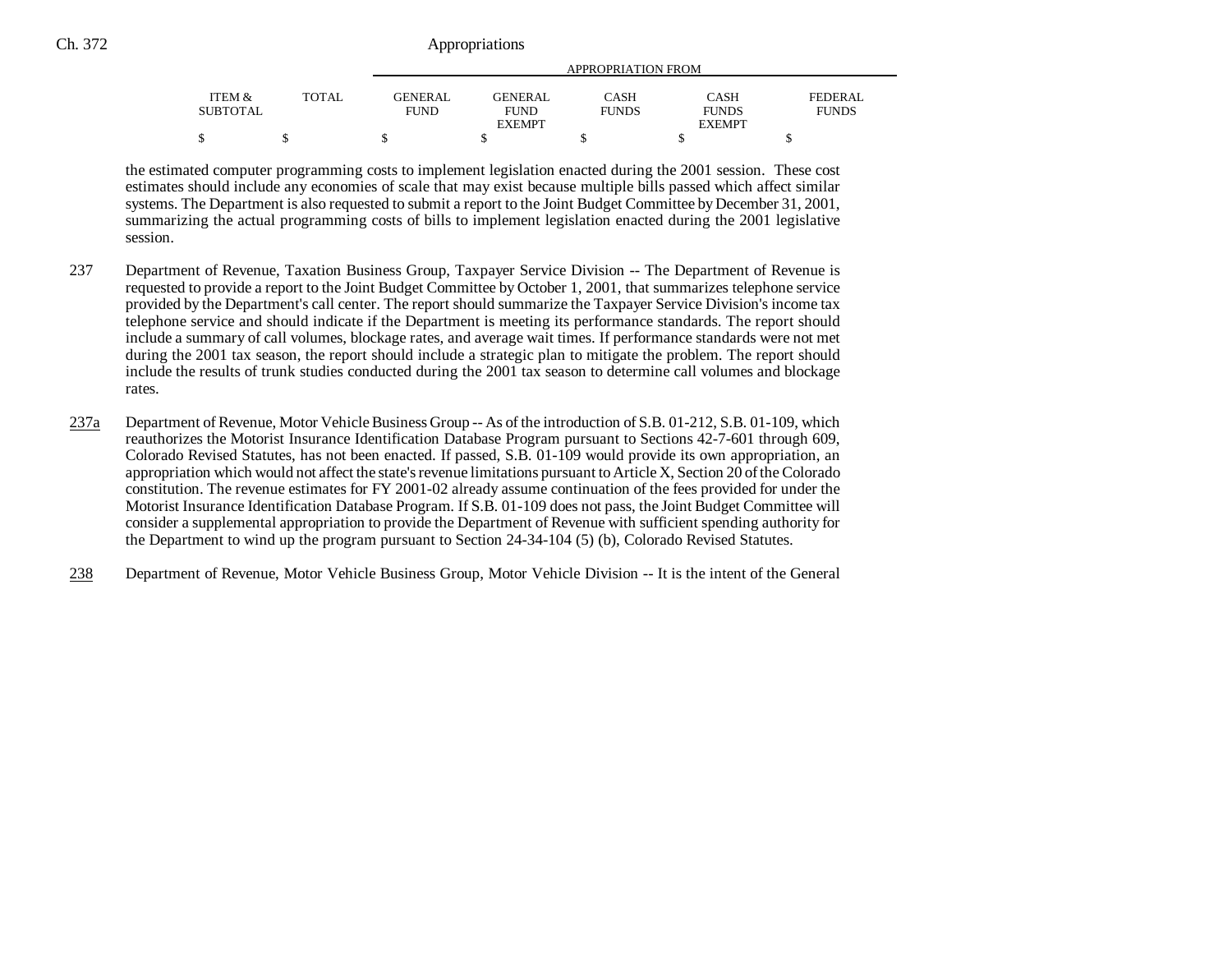| ITEM & SUBTOTAL | TOTAL | GENERAL FUND | GENERAL FUND EXEMPT | CASH FUNDS | CASH FUNDS EXEMPT | FEDERAL FUNDS |
|---|---|---|---|---|---|---|
| $ | $ | $ | $ | $ | $ | $ |

the estimated computer programming costs to implement legislation enacted during the 2001 session. These cost estimates should include any economies of scale that may exist because multiple bills passed which affect similar systems. The Department is also requested to submit a report to the Joint Budget Committee by December 31, 2001, summarizing the actual programming costs of bills to implement legislation enacted during the 2001 legislative session.

237 Department of Revenue, Taxation Business Group, Taxpayer Service Division -- The Department of Revenue is requested to provide a report to the Joint Budget Committee by October 1, 2001, that summarizes telephone service provided by the Department's call center. The report should summarize the Taxpayer Service Division's income tax telephone service and should indicate if the Department is meeting its performance standards. The report should include a summary of call volumes, blockage rates, and average wait times. If performance standards were not met during the 2001 tax season, the report should include a strategic plan to mitigate the problem. The report should include the results of trunk studies conducted during the 2001 tax season to determine call volumes and blockage rates.

237a Department of Revenue, Motor Vehicle Business Group -- As of the introduction of S.B. 01-212, S.B. 01-109, which reauthorizes the Motorist Insurance Identification Database Program pursuant to Sections 42-7-601 through 609, Colorado Revised Statutes, has not been enacted. If passed, S.B. 01-109 would provide its own appropriation, an appropriation which would not affect the state's revenue limitations pursuant to Article X, Section 20 of the Colorado constitution. The revenue estimates for FY 2001-02 already assume continuation of the fees provided for under the Motorist Insurance Identification Database Program. If S.B. 01-109 does not pass, the Joint Budget Committee will consider a supplemental appropriation to provide the Department of Revenue with sufficient spending authority for the Department to wind up the program pursuant to Section 24-34-104 (5) (b), Colorado Revised Statutes.

238 Department of Revenue, Motor Vehicle Business Group, Motor Vehicle Division -- It is the intent of the General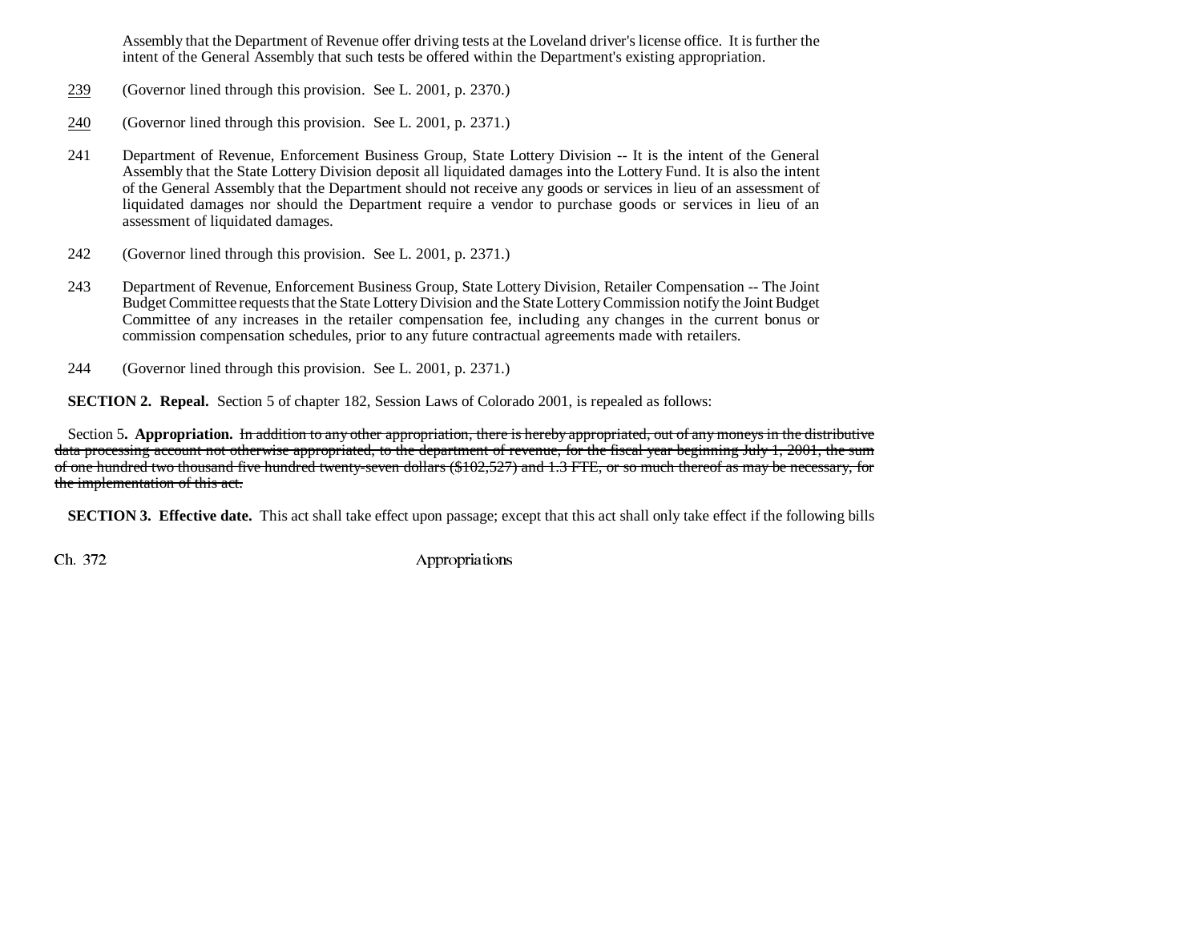Assembly that the Department of Revenue offer driving tests at the Loveland driver's license office. It is further the intent of the General Assembly that such tests be offered within the Department's existing appropriation.

239 (Governor lined through this provision. See L. 2001, p. 2370.)

240 (Governor lined through this provision. See L. 2001, p. 2371.)

241 Department of Revenue, Enforcement Business Group, State Lottery Division -- It is the intent of the General Assembly that the State Lottery Division deposit all liquidated damages into the Lottery Fund. It is also the intent of the General Assembly that the Department should not receive any goods or services in lieu of an assessment of liquidated damages nor should the Department require a vendor to purchase goods or services in lieu of an assessment of liquidated damages.

242 (Governor lined through this provision. See L. 2001, p. 2371.)

243 Department of Revenue, Enforcement Business Group, State Lottery Division, Retailer Compensation -- The Joint Budget Committee requests that the State Lottery Division and the State Lottery Commission notify the Joint Budget Committee of any increases in the retailer compensation fee, including any changes in the current bonus or commission compensation schedules, prior to any future contractual agreements made with retailers.

244 (Governor lined through this provision. See L. 2001, p. 2371.)

**SECTION 2. Repeal.** Section 5 of chapter 182, Session Laws of Colorado 2001, is repealed as follows:

Section 5**. Appropriation.** ~~In addition to any other appropriation, there is hereby appropriated, out of any moneys in the distributive data processing account not otherwise appropriated, to the department of revenue, for the fiscal year beginning July 1, 2001, the sum of one hundred two thousand five hundred twenty-seven dollars ($102,527) and 1.3 FTE, or so much thereof as may be necessary, for the implementation of this act.~~

**SECTION 3. Effective date.** This act shall take effect upon passage; except that this act shall only take effect if the following bills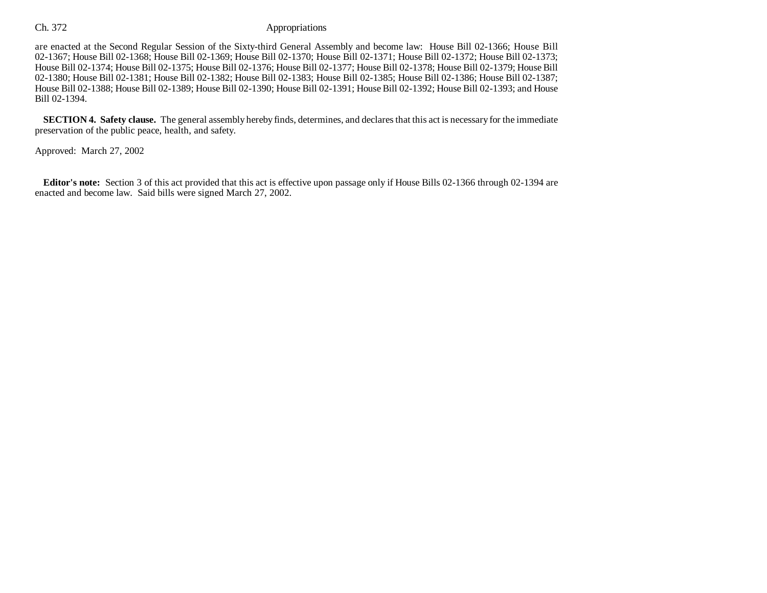are enacted at the Second Regular Session of the Sixty-third General Assembly and become law: House Bill 02-1366; House Bill 02-1367; House Bill 02-1368; House Bill 02-1369; House Bill 02-1370; House Bill 02-1371; House Bill 02-1372; House Bill 02-1373; House Bill 02-1374; House Bill 02-1375; House Bill 02-1376; House Bill 02-1377; House Bill 02-1378; House Bill 02-1379; House Bill 02-1380; House Bill 02-1381; House Bill 02-1382; House Bill 02-1383; House Bill 02-1385; House Bill 02-1386; House Bill 02-1387; House Bill 02-1388; House Bill 02-1389; House Bill 02-1390; House Bill 02-1391; House Bill 02-1392; House Bill 02-1393; and House Bill 02-1394.

**SECTION 4. Safety clause.** The general assembly hereby finds, determines, and declares that this act is necessary for the immediate preservation of the public peace, health, and safety.

Approved: March 27, 2002

**Editor's note:** Section 3 of this act provided that this act is effective upon passage only if House Bills 02-1366 through 02-1394 are enacted and become law. Said bills were signed March 27, 2002.